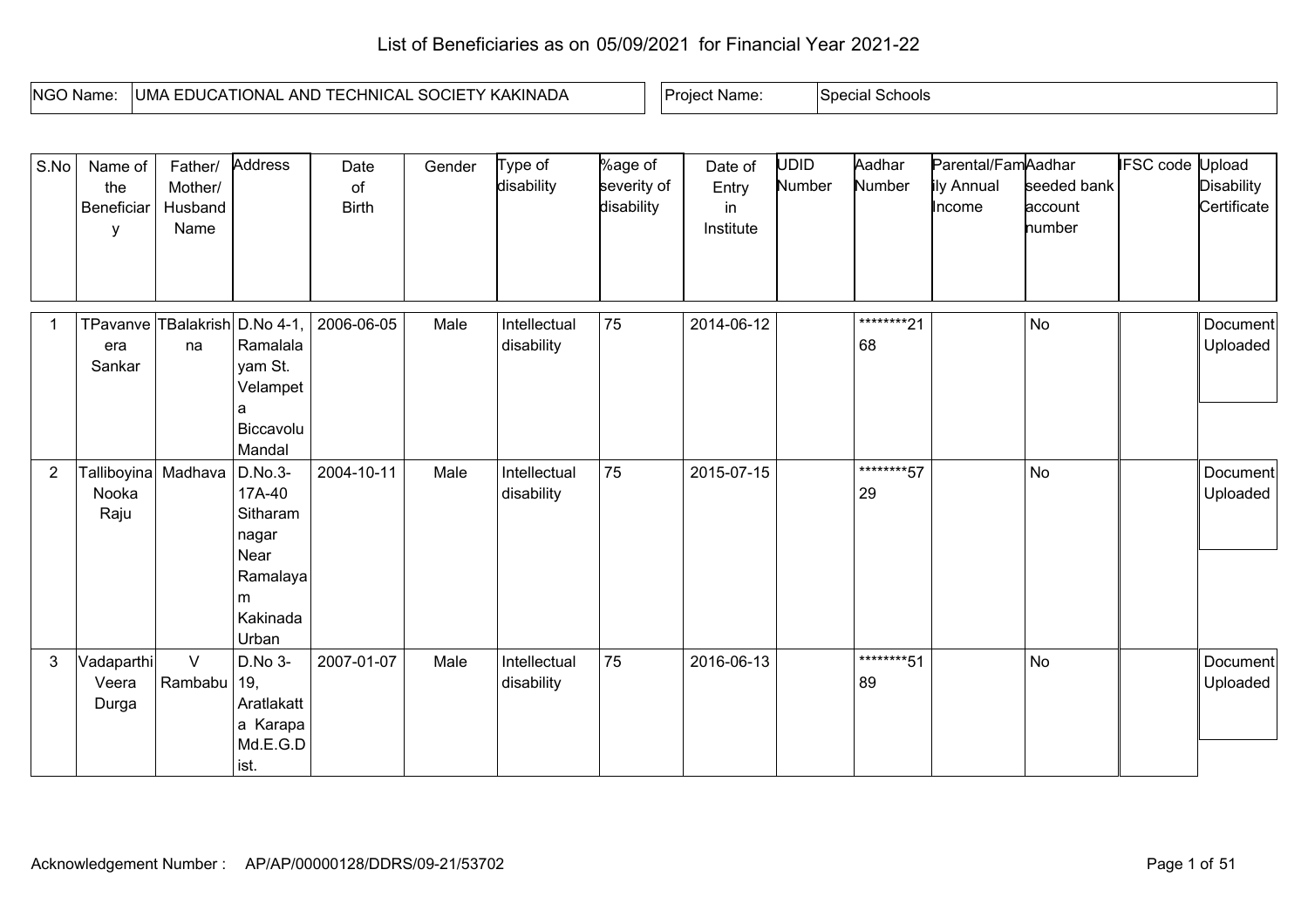# List of Beneficiaries as on 05/09/2021 for Financial Year 2021-22

| NGO Name: | UMA EDUCATIONAL AND TECHNICAL SOCIETY KAKINADA | Project Name: | Special Schools |
|---|---|---|---|

| S.No | Name of the Beneficiary | Father/ Mother/ Husband Name | Address | Date of Birth | Gender | Type of disability | %age of severity of disability | Date of Entry in Institute | UDID Number | Aadhar Number | Parental/Family Annual Income | Aadhar seeded bank account number | IFSC code | Upload Disability Certificate |
|---|---|---|---|---|---|---|---|---|---|---|---|---|---|---|
| 1 | TPavanveera Sankar | TBalakrishna | D.No 4-1, Ramalalayam St. Velampeta Biccavolu Mandal | 2006-06-05 | Male | Intellectual disability | 75 | 2014-06-12 | | ********2168 | | No | | Document Uploaded |
| 2 | Talliboyina Nooka Raju | Madhava | D.No.3-17A-40 Sitharam nagar Near Ramalayam Kakinada Urban | 2004-10-11 | Male | Intellectual disability | 75 | 2015-07-15 | | ********5729 | | No | | Document Uploaded |
| 3 | Vadaparthi Veera Durga | V Rambabu | D.No 3-19, Aratlakatta Karapa Md.E.G.Dist. | 2007-01-07 | Male | Intellectual disability | 75 | 2016-06-13 | | ********5189 | | No | | Document Uploaded |

Acknowledgement Number : AP/AP/00000128/DDRS/09-21/53702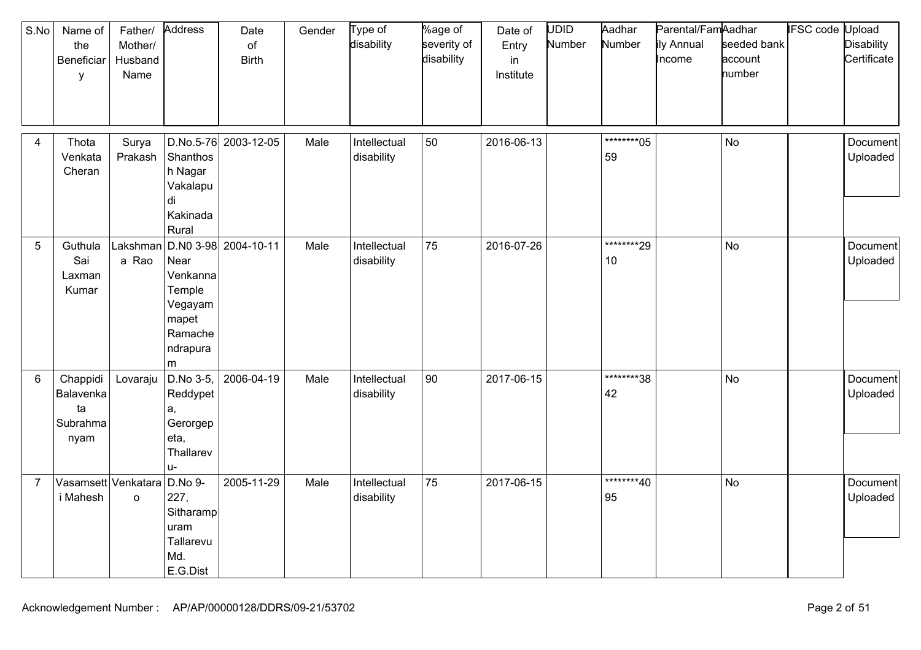| S.No | Name of the Beneficiary | Father/ Mother/ Husband Name | Address | Date of Birth | Gender | Type of disability | %age of severity of disability | Date of Entry in Institute | UDID Number | Aadhar Number | Parental/Family Annual Income | Aadhar seeded bank account number | IFSC code | Upload Disability Certificate |
|---|---|---|---|---|---|---|---|---|---|---|---|---|---|---|
| 4 | Thota Venkata Cheran | Surya Prakash | D.No.5-76 Shanthosh Nagar Vakalapudi Kakinada Rural | 2003-12-05 | Male | Intellectual disability | 50 | 2016-06-13 | | ********0559 | | No | | Document Uploaded |
| 5 | Guthula Sai Laxman Kumar | Lakshmana Rao | D.N0 3-98 Near Venkanna Temple Vegayammapet Ramachendrapuram | 2004-10-11 | Male | Intellectual disability | 75 | 2016-07-26 | | ********2910 | | No | | Document Uploaded |
| 6 | Chappidi Balavenkata Subrahmanyam | Lovaraju | D.No 3-5, Reddypeta, Gerorgepeta, Thallarevu- | 2006-04-19 | Male | Intellectual disability | 90 | 2017-06-15 | | ********3842 | | No | | Document Uploaded |
| 7 | Vasamsetti Mahesh | Venkatarao | D.No 9-227, Sitharampuram Tallarevu Md. E.G.Dist | 2005-11-29 | Male | Intellectual disability | 75 | 2017-06-15 | | ********4095 | | No | | Document Uploaded |

Acknowledgement Number : AP/AP/00000128/DDRS/09-21/53702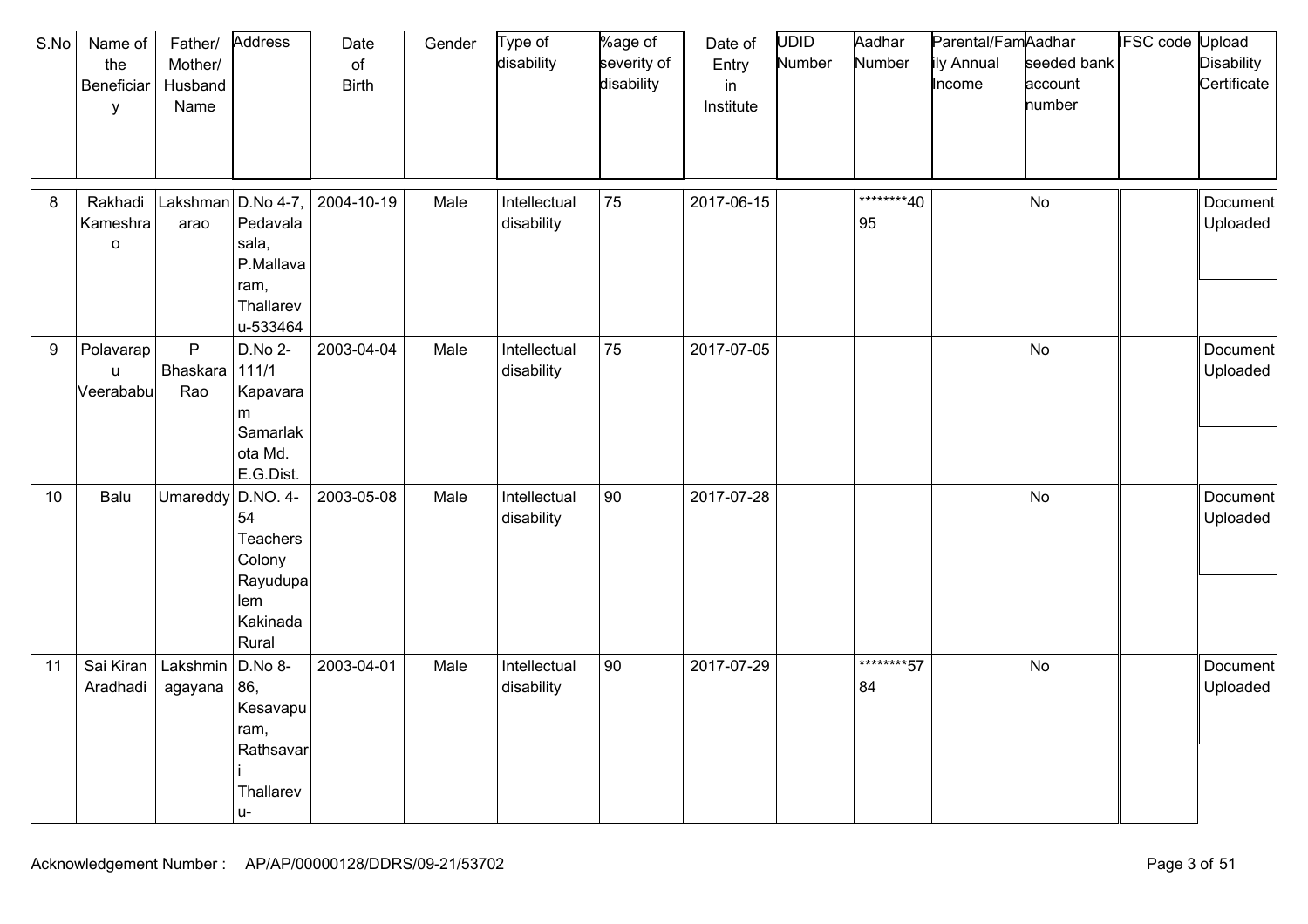| S.No | Name of the Beneficiary | Father/ Mother/ Husband Name | Address | Date of Birth | Gender | Type of disability | %age of severity of disability | Date of Entry in Institute | UDID Number | Aadhar Number | Parental/Family Annual Income | Aadhar seeded bank account number | IFSC code | Upload Disability Certificate |
|---|---|---|---|---|---|---|---|---|---|---|---|---|---|---|
| 8 | Rakhadi Kameshrao | Lakshmanarao | D.No 4-7, Pedavalasala, P.Mallavaram, Thallarevu-533464 | 2004-10-19 | Male | Intellectual disability | 75 | 2017-06-15 | | ********4095 | | No | | Document Uploaded |
| 9 | Polavarapu Veerababu | P Bhaskara Rao | D.No 2-111/1 Kapavaram Samarlakota Md. E.G.Dist. | 2003-04-04 | Male | Intellectual disability | 75 | 2017-07-05 | | | | No | | Document Uploaded |
| 10 | Balu | Umareddy | D.NO. 4-54 Teachers Colony Rayudupalem Kakinada Rural | 2003-05-08 | Male | Intellectual disability | 90 | 2017-07-28 | | | | No | | Document Uploaded |
| 11 | Sai Kiran Aradhadi | Lakshminagayana | D.No 8-86, Kesavapuram, Rathsavari Thallarevu- | 2003-04-01 | Male | Intellectual disability | 90 | 2017-07-29 | | ********5784 | | No | | Document Uploaded |

Acknowledgement Number : AP/AP/00000128/DDRS/09-21/53702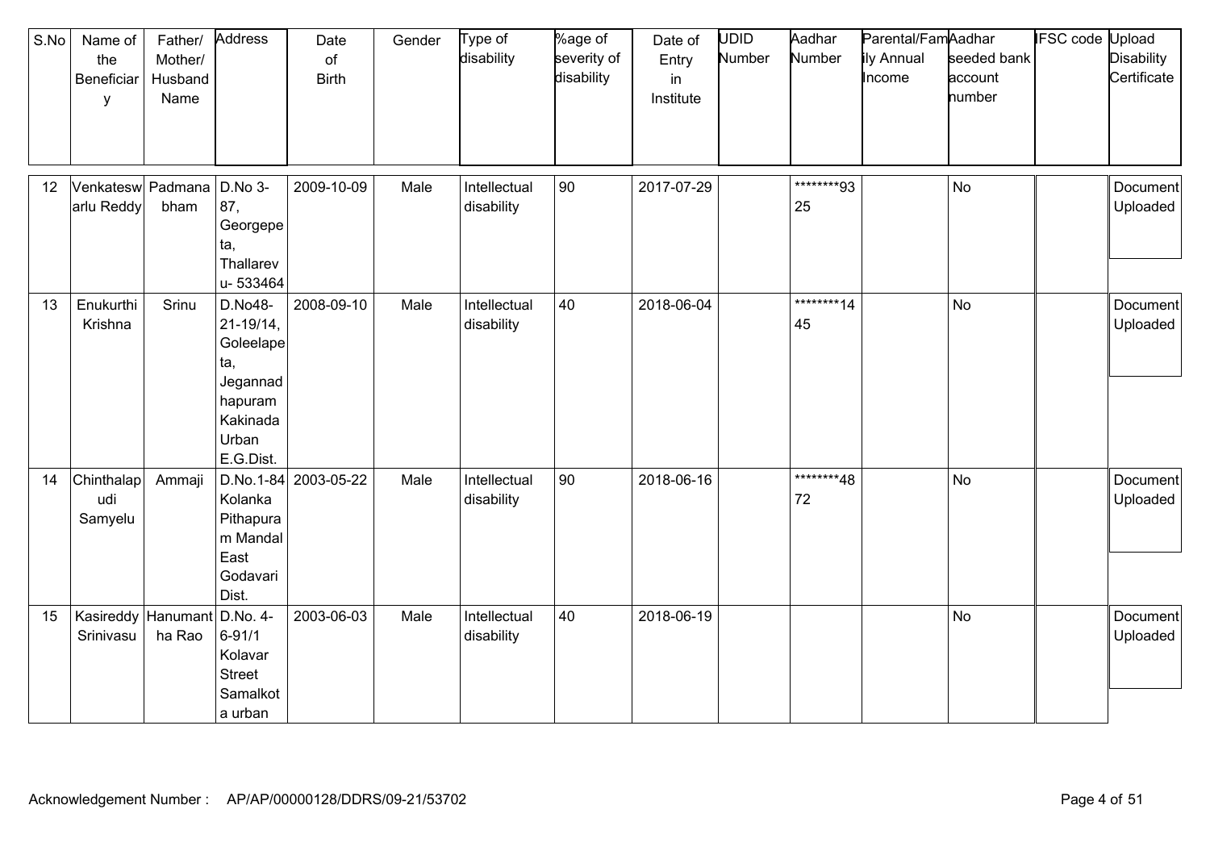| S.No | Name of the Beneficiary | Father/ Mother/ Husband Name | Address | Date of Birth | Gender | Type of disability | %age of severity of disability | Date of Entry in Institute | UDID Number | Aadhar Number | Parental/Family Annual Income | Aadhar seeded bank account number | IFSC code | Upload Disability Certificate |
|---|---|---|---|---|---|---|---|---|---|---|---|---|---|---|
| 12 | Venkateswarlu Reddy | Padmanabham | D.No 3-87, Georgepeta, Thallarevu- 533464 | 2009-10-09 | Male | Intellectual disability | 90 | 2017-07-29 | | ********9325 | | No | | Document Uploaded |
| 13 | Enukurthi Krishna | Srinu | D.No48-21-19/14, Goleelapeta, Jegannadhapuram Kakinada Urban E.G.Dist. | 2008-09-10 | Male | Intellectual disability | 40 | 2018-06-04 | | ********1445 | | No | | Document Uploaded |
| 14 | Chinthalapudi Samyelu | Ammaji | D.No.1-84 Kolanka Pithapuram Mandal East Godavari Dist. | 2003-05-22 | Male | Intellectual disability | 90 | 2018-06-16 | | ********4872 | | No | | Document Uploaded |
| 15 | Kasireddy Srinivasu | Hanumantha Rao | D.No. 4-6-91/1 Kolavar Street Samalkota urban | 2003-06-03 | Male | Intellectual disability | 40 | 2018-06-19 | | | | No | | Document Uploaded |

Acknowledgement Number : AP/AP/00000128/DDRS/09-21/53702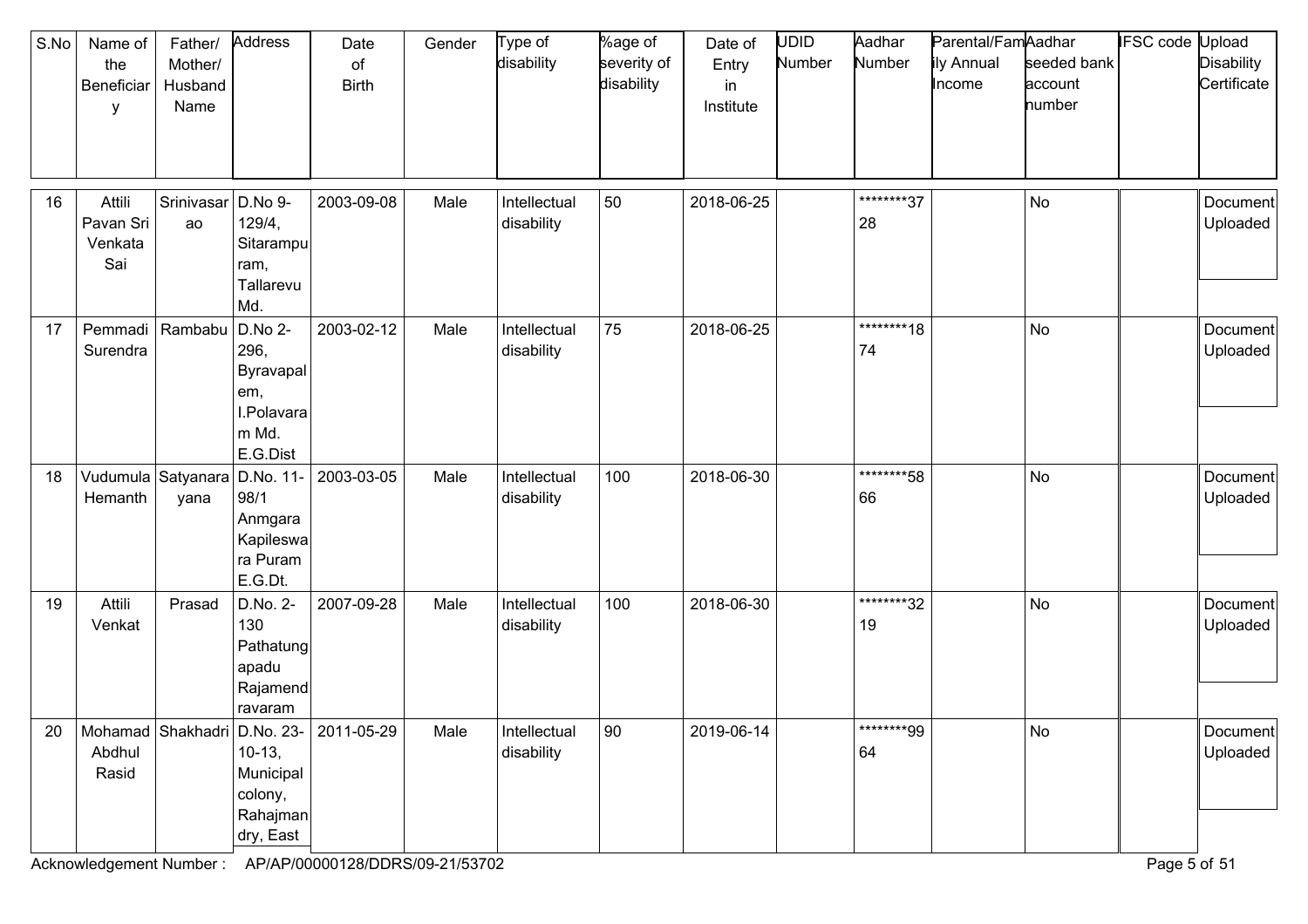| S.No | Name of the Beneficiary | Father/ Mother/ Husband Name | Address | Date of Birth | Gender | Type of disability | %age of severity of disability | Date of Entry in Institute | UDID Number | Aadhar Number | Parental/Family Annual Income | Aadhar seeded bank account number | IFSC code | Upload Disability Certificate |
|---|---|---|---|---|---|---|---|---|---|---|---|---|---|---|
| 16 | Attili Pavan Sri Venkata Sai | Srinivasarao | D.No 9-129/4, Sitarampuram, Tallarevu Md. | 2003-09-08 | Male | Intellectual disability | 50 | 2018-06-25 | | ********3728 | | No | | Document Uploaded |
| 17 | Pemmadi Surendra | Rambabu | D.No 2-296, Byravapalem, I.Polavaram Md. E.G.Dist | 2003-02-12 | Male | Intellectual disability | 75 | 2018-06-25 | | ********1874 | | No | | Document Uploaded |
| 18 | Vudumula Hemanth | Satyanarayana | D.No. 11-98/1 Anmgara Kapileswara Puram E.G.Dt. | 2003-03-05 | Male | Intellectual disability | 100 | 2018-06-30 | | ********5866 | | No | | Document Uploaded |
| 19 | Attili Venkat | Prasad | D.No. 2-130 Pathatungapadu Rajamendravaram | 2007-09-28 | Male | Intellectual disability | 100 | 2018-06-30 | | ********3219 | | No | | Document Uploaded |
| 20 | Mohamad Abdhul Rasid | Shakhadri | D.No. 23-10-13, Municipal colony, Rahajmandry, East | 2011-05-29 | Male | Intellectual disability | 90 | 2019-06-14 | | ********9964 | | No | | Document Uploaded |

Acknowledgement Number : AP/AP/00000128/DDRS/09-21/53702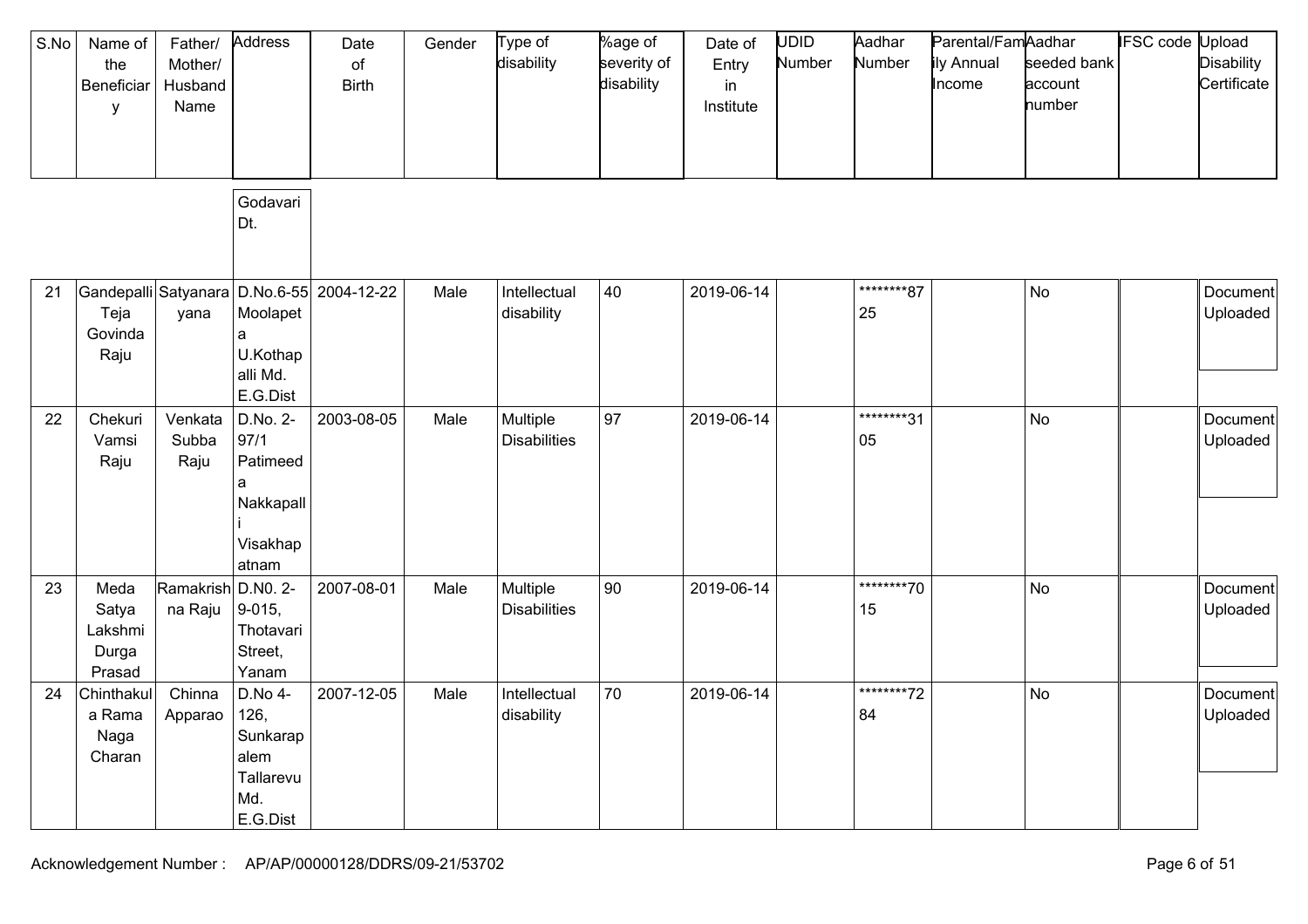| S.No | Name of the Beneficiary | Father/ Mother/ Husband Name | Address | Date of Birth | Gender | Type of disability | %age of severity of disability | Date of Entry in Institute | UDID Number | Aadhar Number | Parental/Family Annual Income | Aadhar seeded bank account number | IFSC code | Upload Disability Certificate |
|---|---|---|---|---|---|---|---|---|---|---|---|---|---|---|
| | | | Godavari Dt. | | | | | | | | | | | |
| 21 | Gandepalli Teja Govinda Raju | Satyanarayana | D.No.6-55 Moolapeta U.Kothapalli Md. E.G.Dist | 2004-12-22 | Male | Intellectual disability | 40 | 2019-06-14 | | ********8725 | | No | | Document Uploaded |
| 22 | Chekuri Vamsi Raju | Venkata Subba Raju | D.No. 2-97/1 Patimeeda Nakkapalli Visakhapatnam | 2003-08-05 | Male | Multiple Disabilities | 97 | 2019-06-14 | | ********3105 | | No | | Document Uploaded |
| 23 | Meda Satya Lakshmi Durga Prasad | Ramakrishna Raju | D.N0. 2-9-015, Thotavari Street, Yanam | 2007-08-01 | Male | Multiple Disabilities | 90 | 2019-06-14 | | ********7015 | | No | | Document Uploaded |
| 24 | Chinthakula Rama Naga Charan | Chinna Apparao | D.No 4-126, Sunkarapalem Tallarevu Md. E.G.Dist | 2007-12-05 | Male | Intellectual disability | 70 | 2019-06-14 | | ********7284 | | No | | Document Uploaded |

Acknowledgement Number : AP/AP/00000128/DDRS/09-21/53702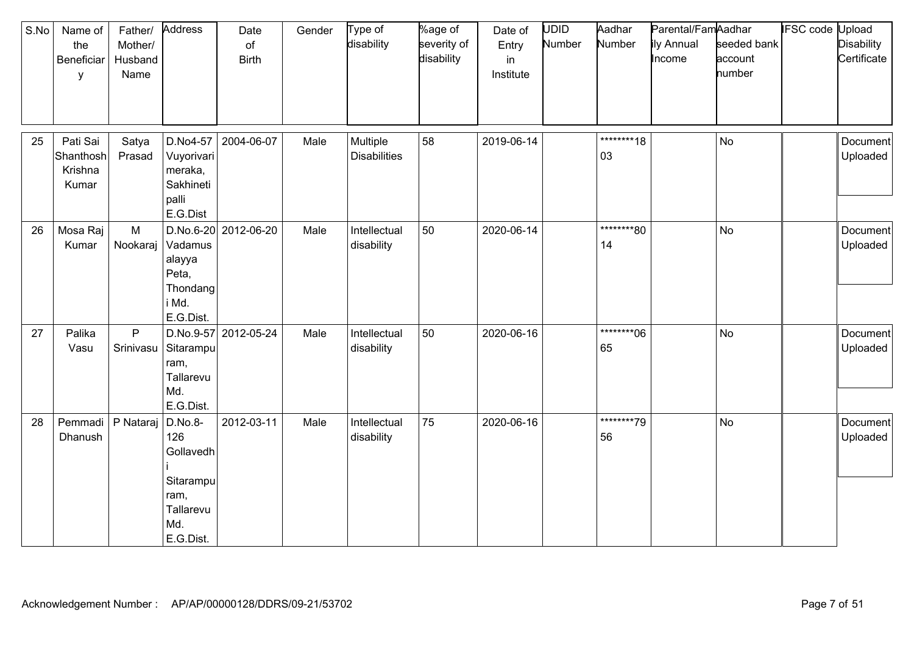| S.No | Name of the Beneficiary | Father/ Mother/ Husband Name | Address | Date of Birth | Gender | Type of disability | %age of severity of disability | Date of Entry in Institute | UDID Number | Aadhar Number | Parental/Family Annual Income | Aadhar seeded bank account number | IFSC code | Upload Disability Certificate |
|---|---|---|---|---|---|---|---|---|---|---|---|---|---|---|
| 25 | Pati Sai Shanthosh Krishna Kumar | Satya Prasad | D.No4-57 Vuyorivarimeraka, Sakhinetipalli E.G.Dist | 2004-06-07 | Male | Multiple Disabilities | 58 | 2019-06-14 | | ********1803 | | No | | Document Uploaded |
| 26 | Mosa Raj Kumar | M Nookaraj | D.No.6-20 Vadamusalayya Peta, Thondangi Md. E.G.Dist. | 2012-06-20 | Male | Intellectual disability | 50 | 2020-06-14 | | ********8014 | | No | | Document Uploaded |
| 27 | Palika Vasu | P Srinivasu | D.No.9-57 Sitarampuram, Tallarevu Md. E.G.Dist. | 2012-05-24 | Male | Intellectual disability | 50 | 2020-06-16 | | ********0665 | | No | | Document Uploaded |
| 28 | Pemmadi Dhanush | P Nataraj | D.No.8-126 Gollavedhi Sitarampuram, Tallarevu Md. E.G.Dist. | 2012-03-11 | Male | Intellectual disability | 75 | 2020-06-16 | | ********7956 | | No | | Document Uploaded |

Acknowledgement Number : AP/AP/00000128/DDRS/09-21/53702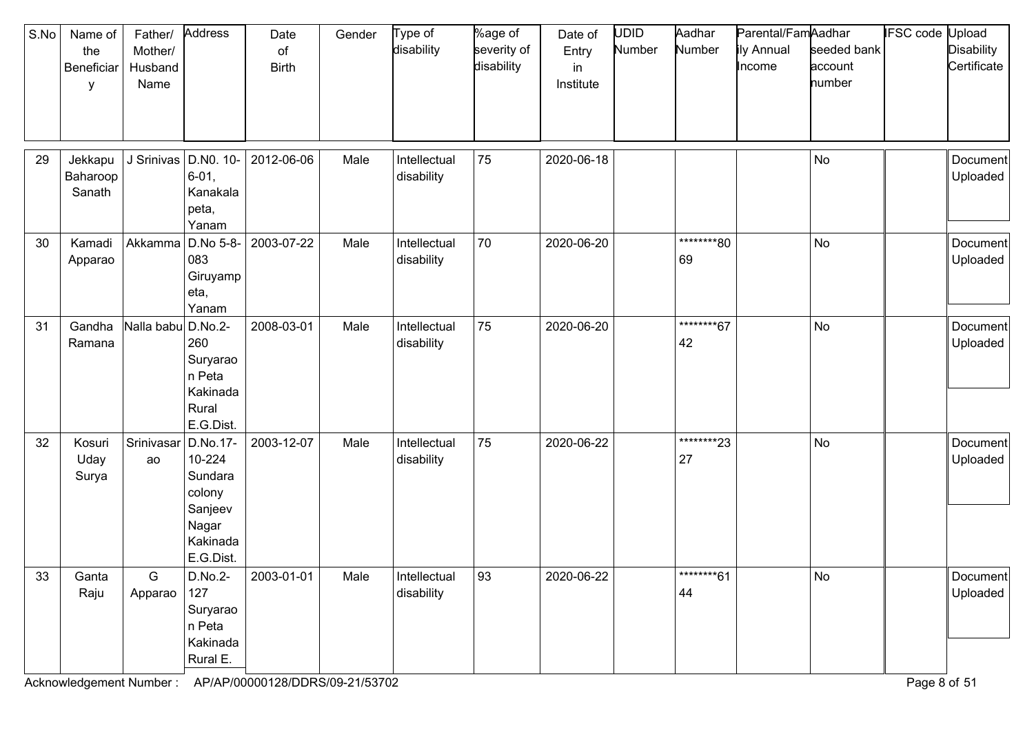| S.No | Name of the Beneficiary | Father/ Mother/ Husband Name | Address | Date of Birth | Gender | Type of disability | %age of severity of disability | Date of Entry in Institute | UDID Number | Aadhar Number | Parental/Family Annual Income | Aadhar seeded bank account number | IFSC code | Upload Disability Certificate |
|---|---|---|---|---|---|---|---|---|---|---|---|---|---|---|
| 29 | Jekkapu Baharoop Sanath | J Srinivas | D.N0. 10-6-01, Kanakalapeta, Yanam | 2012-06-06 | Male | Intellectual disability | 75 | 2020-06-18 | | | | No | | Document Uploaded |
| 30 | Kamadi Apparao | Akkamma | D.No 5-8-083 Giruyampeta, Yanam | 2003-07-22 | Male | Intellectual disability | 70 | 2020-06-20 | | ********8069 | | No | | Document Uploaded |
| 31 | Gandha Ramana | Nalla babu | D.No.2-260 Suryaraon Peta Kakinada Rural E.G.Dist. | 2008-03-01 | Male | Intellectual disability | 75 | 2020-06-20 | | ********6742 | | No | | Document Uploaded |
| 32 | Kosuri Uday Surya | Srinivasarao | D.No.17-10-224 Sundara colony Sanjeev Nagar Kakinada E.G.Dist. | 2003-12-07 | Male | Intellectual disability | 75 | 2020-06-22 | | ********2327 | | No | | Document Uploaded |
| 33 | Ganta Raju | G Apparao | D.No.2-127 Suryaraon Peta Kakinada Rural E. | 2003-01-01 | Male | Intellectual disability | 93 | 2020-06-22 | | ********6144 | | No | | Document Uploaded |

Acknowledgement Number : AP/AP/00000128/DDRS/09-21/53702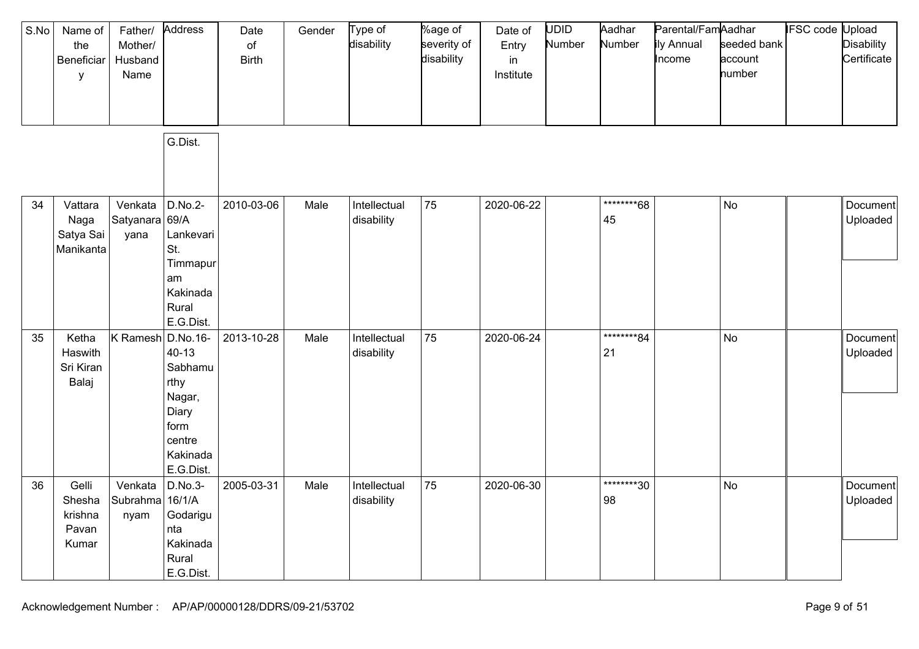| S.No | Name of the Beneficiary | Father/ Mother/ Husband Name | Address | Date of Birth | Gender | Type of disability | %age of severity of disability | Date of Entry in Institute | UDID Number | Aadhar Number | Parental/Family Annual Income | Aadhar seeded bank account number | IFSC code | Upload Disability Certificate |
|---|---|---|---|---|---|---|---|---|---|---|---|---|---|---|
| | | | G.Dist. | | | | | | | | | | | |
| 34 | Vattara Naga Satya Sai Manikanta | Venkata Satyanarayana | D.No.2-69/A Lankevari St. Timmapuram Kakinada Rural E.G.Dist. | 2010-03-06 | Male | Intellectual disability | 75 | 2020-06-22 | | ********6845 | | No | | Document Uploaded |
| 35 | Ketha Haswith Sri Kiran Balaj | K Ramesh | D.No.16-40-13 Sabhamurthy Nagar, Diary form centre Kakinada E.G.Dist. | 2013-10-28 | Male | Intellectual disability | 75 | 2020-06-24 | | ********8421 | | No | | Document Uploaded |
| 36 | Gelli Shesha krishna Pavan Kumar | Venkata Subrahmanyam | D.No.3-16/1/A Godarigunta Kakinada Rural E.G.Dist. | 2005-03-31 | Male | Intellectual disability | 75 | 2020-06-30 | | ********3098 | | No | | Document Uploaded |

Acknowledgement Number : AP/AP/00000128/DDRS/09-21/53702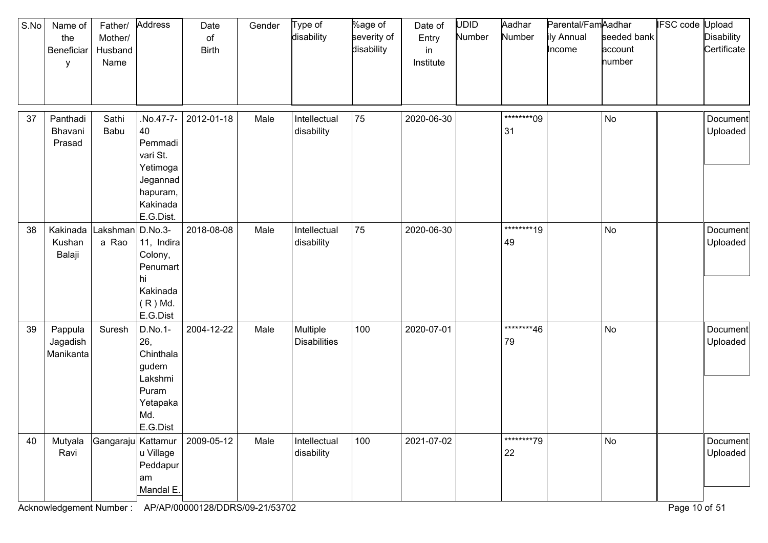| S.No | Name of the Beneficiary | Father/ Mother/ Husband Name | Address | Date of Birth | Gender | Type of disability | %age of severity of disability | Date of Entry in Institute | UDID Number | Aadhar Number | Parental/Family Annual Income | Aadhar seeded bank account number | IFSC code | Upload Disability Certificate |
|---|---|---|---|---|---|---|---|---|---|---|---|---|---|---|
| 37 | Panthadi Bhavani Prasad | Sathi Babu | .No.47-7-40 Pemmadivari St. Yetimoga Jegannadhapuram, Kakinada E.G.Dist. | 2012-01-18 | Male | Intellectual disability | 75 | 2020-06-30 | | ********0931 | | No | | Document Uploaded |
| 38 | Kakinada Kushan Balaji | Lakshmana Rao | D.No.3-11, Indira Colony, Penumarthi Kakinada ( R ) Md. E.G.Dist | 2018-08-08 | Male | Intellectual disability | 75 | 2020-06-30 | | ********1949 | | No | | Document Uploaded |
| 39 | Pappula Jagadish Manikanta | Suresh | D.No.1-26, Chinthalagudem Lakshmi Puram Yetapaka Md. E.G.Dist | 2004-12-22 | Male | Multiple Disabilities | 100 | 2020-07-01 | | ********4679 | | No | | Document Uploaded |
| 40 | Mutyala Ravi | Gangaraju | Kattamuru Village Peddapuram Mandal E. | 2009-05-12 | Male | Intellectual disability | 100 | 2021-07-02 | | ********7922 | | No | | Document Uploaded |

Acknowledgement Number : AP/AP/00000128/DDRS/09-21/53702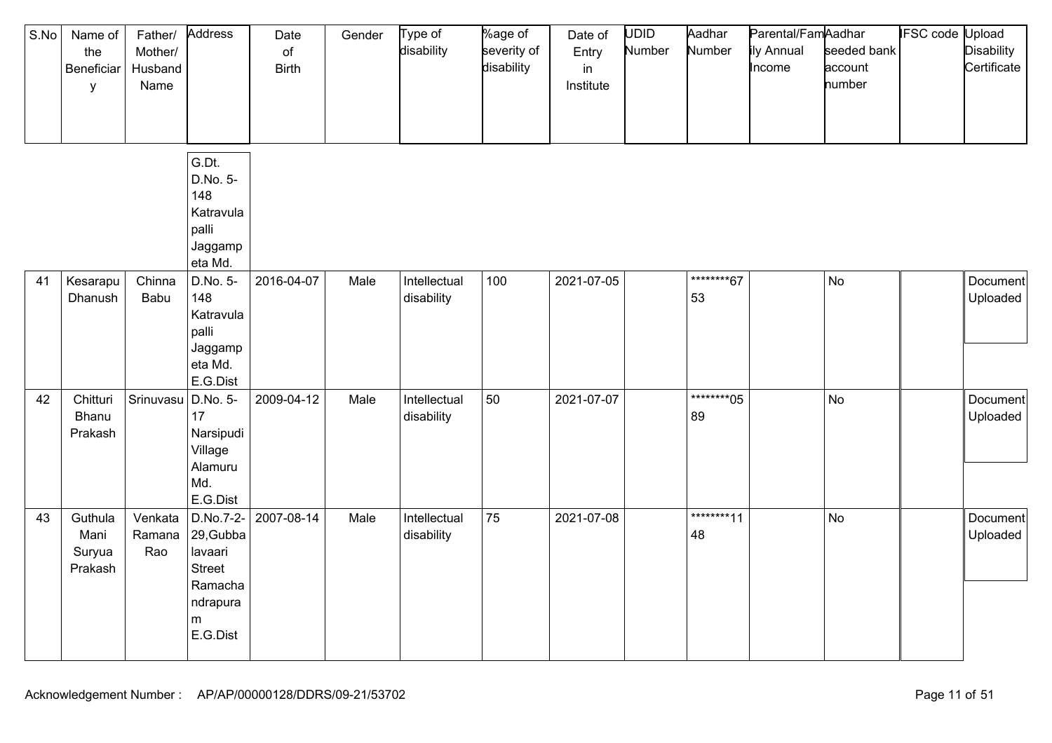| S.No | Name of the Beneficiary | Father/ Mother/ Husband Name | Address | Date of Birth | Gender | Type of disability | %age of severity of disability | Date of Entry in Institute | UDID Number | Aadhar Number | Parental/Family Annual Income | Aadhar seeded bank account number | IFSC code | Upload Disability Certificate |
|---|---|---|---|---|---|---|---|---|---|---|---|---|---|---|
| | | | G.Dt. D.No. 5-148 Katravulapalli Jaggampeta Md. | | | | | | | | | | | |
| 41 | Kesarapu Dhanush | Chinna Babu | D.No. 5-148 Katravulapalli Jaggampeta Md. E.G.Dist | 2016-04-07 | Male | Intellectual disability | 100 | 2021-07-05 | | ********6753 | | No | | Document Uploaded |
| 42 | Chitturi Bhanu Prakash | Srinuvasu | D.No. 5-17 Narsipudi Village Alamuru Md. E.G.Dist | 2009-04-12 | Male | Intellectual disability | 50 | 2021-07-07 | | ********0589 | | No | | Document Uploaded |
| 43 | Guthula Mani Suryua Prakash | Venkata Ramana Rao | D.No.7-2-29,Gubbalavaari Street Ramachandrapuram E.G.Dist | 2007-08-14 | Male | Intellectual disability | 75 | 2021-07-08 | | ********1148 | | No | | Document Uploaded |

Acknowledgement Number : AP/AP/00000128/DDRS/09-21/53702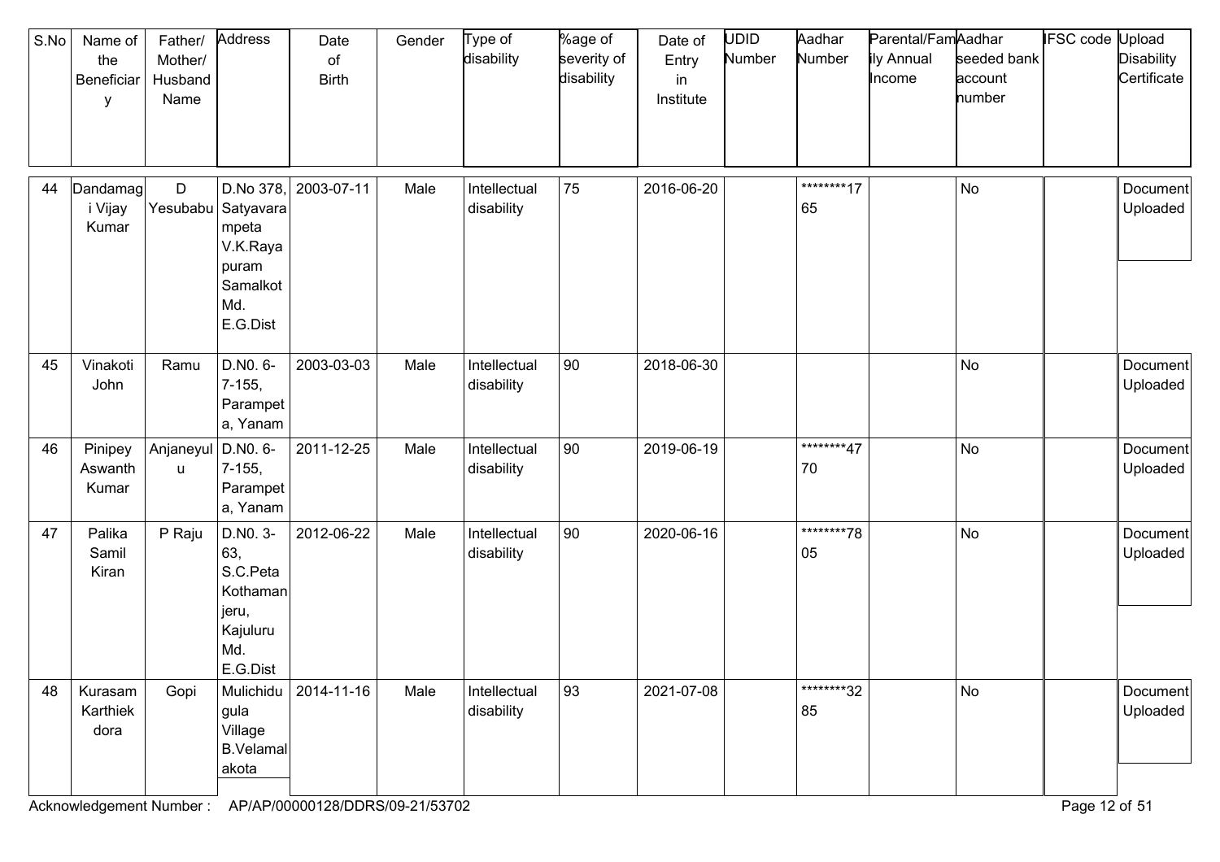| S.No | Name of the Beneficiary | Father/ Mother/ Husband Name | Address | Date of Birth | Gender | Type of disability | %age of severity of disability | Date of Entry in Institute | UDID Number | Aadhar Number | Parental/Family Annual Income | Aadhar seeded bank account number | IFSC code | Upload Disability Certificate |
|---|---|---|---|---|---|---|---|---|---|---|---|---|---|---|
| 44 | Dandamagi Vijay Kumar | D Yesubabu | D.No 378, Satyavarampeta V.K.Rayapuram Samalkot Md. E.G.Dist | 2003-07-11 | Male | Intellectual disability | 75 | 2016-06-20 | | ********1765 | | No | | Document Uploaded |
| 45 | Vinakoti John | Ramu | D.N0. 6-7-155, Parampeta, Yanam | 2003-03-03 | Male | Intellectual disability | 90 | 2018-06-30 | | | | No | | Document Uploaded |
| 46 | Pinipey Aswanth Kumar | Anjaneyulu | D.N0. 6-7-155, Parampeta, Yanam | 2011-12-25 | Male | Intellectual disability | 90 | 2019-06-19 | | ********4770 | | No | | Document Uploaded |
| 47 | Palika Samil Kiran | P Raju | D.N0. 3-63, S.C.Peta Kothamanjeru, Kajuluru Md. E.G.Dist | 2012-06-22 | Male | Intellectual disability | 90 | 2020-06-16 | | ********7805 | | No | | Document Uploaded |
| 48 | Kurasam Karthiek dora | Gopi | Mulichidugula Village B.Velamalakota | 2014-11-16 | Male | Intellectual disability | 93 | 2021-07-08 | | ********3285 | | No | | Document Uploaded |

Acknowledgement Number : AP/AP/00000128/DDRS/09-21/53702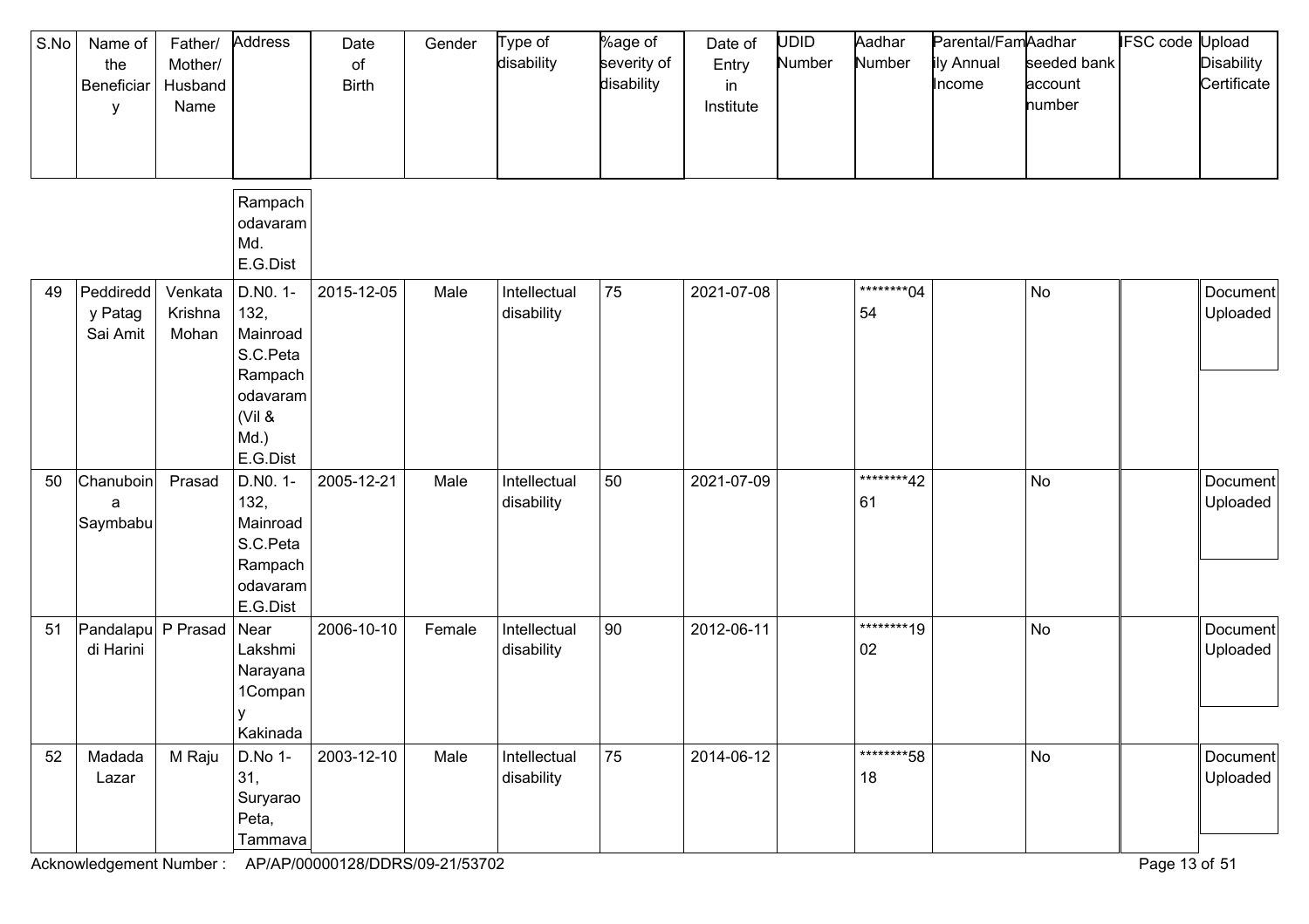| S.No | Name of the Beneficiary | Father/ Mother/ Husband Name | Address | Date of Birth | Gender | Type of disability | %age of severity of disability | Date of Entry in Institute | UDID Number | Aadhar Number | Parental/Family Annual Income | Aadhar seeded bank account number | IFSC code | Upload Disability Certificate |
|---|---|---|---|---|---|---|---|---|---|---|---|---|---|---|
| | | | Rampachodavaram Md. E.G.Dist | | | | | | | | | | | |
| 49 | Peddireddy Patag Sai Amit | Venkata Krishna Mohan | D.N0. 1-132, Mainroad S.C.Peta Rampachodavaram (Vil & Md.) E.G.Dist | 2015-12-05 | Male | Intellectual disability | 75 | 2021-07-08 | | ********0454 | | No | | Document Uploaded |
| 50 | Chanuboina Saymbabu | Prasad | D.N0. 1-132, Mainroad S.C.Peta Rampachodavaram E.G.Dist | 2005-12-21 | Male | Intellectual disability | 50 | 2021-07-09 | | ********4261 | | No | | Document Uploaded |
| 51 | Pandalapudi Harini | P Prasad | Near Lakshmi Narayana 1Company Kakinada | 2006-10-10 | Female | Intellectual disability | 90 | 2012-06-11 | | ********1902 | | No | | Document Uploaded |
| 52 | Madada Lazar | M Raju | D.No 1-31, Suryarao Peta, Tammava | 2003-12-10 | Male | Intellectual disability | 75 | 2014-06-12 | | ********5818 | | No | | Document Uploaded |

Acknowledgement Number : AP/AP/00000128/DDRS/09-21/53702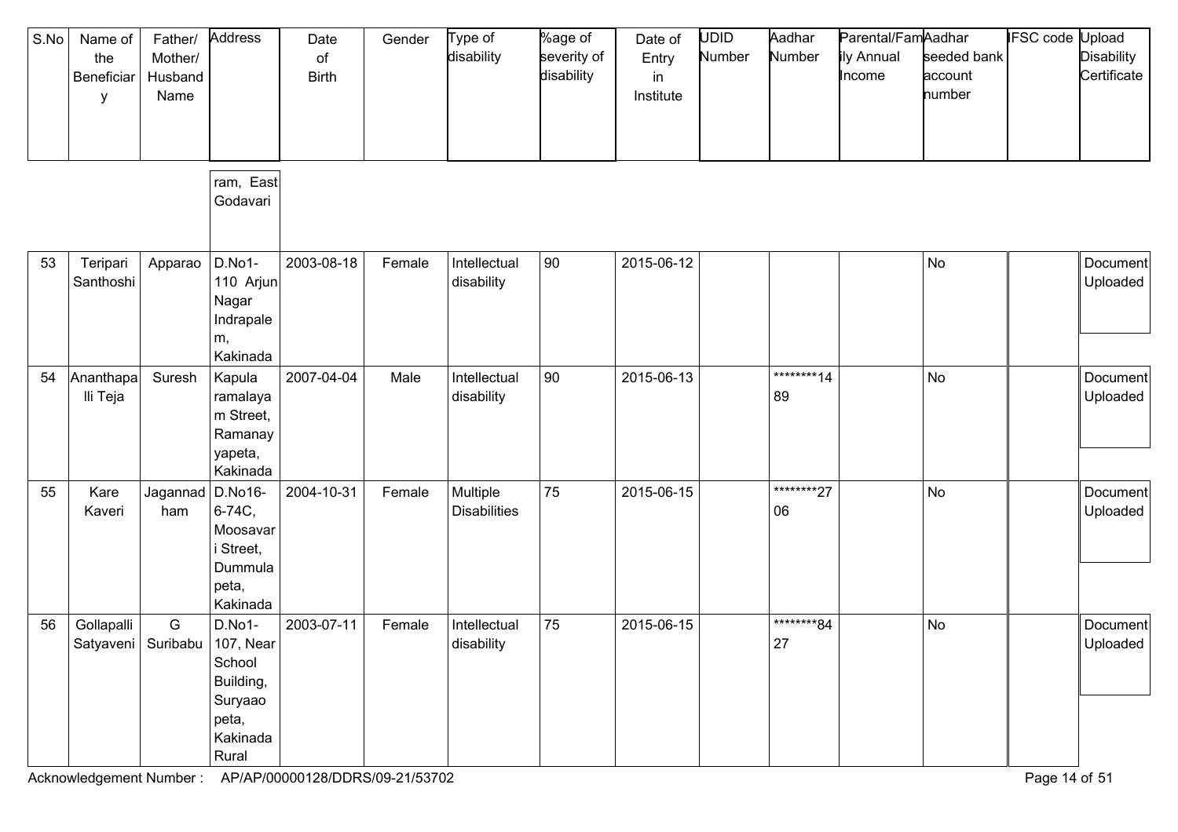| S.No | Name of the Beneficiary | Father/ Mother/ Husband Name | Address | Date of Birth | Gender | Type of disability | %age of severity of disability | Date of Entry in Institute | UDID Number | Aadhar Number | Parental/Family Annual Income | Aadhar seeded bank account number | IFSC code | Upload Disability Certificate |
|---|---|---|---|---|---|---|---|---|---|---|---|---|---|---|
| | | | ram, East Godavari | | | | | | | | | | | |
| 53 | Teripari Santhoshi | Apparao | D.No1-110 Arjun Nagar Indrapalem, Kakinada | 2003-08-18 | Female | Intellectual disability | 90 | 2015-06-12 | | | | No | | Document Uploaded |
| 54 | Ananthapalli Teja | Suresh | Kapula ramalayam Street, Ramanayyapeta, Kakinada | 2007-04-04 | Male | Intellectual disability | 90 | 2015-06-13 | | ********1489 | | No | | Document Uploaded |
| 55 | Kare Kaveri | Jagannadham | D.No16-6-74C, Moosavari Street, Dummulapeta, Kakinada | 2004-10-31 | Female | Multiple Disabilities | 75 | 2015-06-15 | | ********2706 | | No | | Document Uploaded |
| 56 | Gollapalli Satyaveni | G Suribabu | D.No1-107, Near School Building, Suryaaopeta, Kakinada Rural | 2003-07-11 | Female | Intellectual disability | 75 | 2015-06-15 | | ********8427 | | No | | Document Uploaded |

Acknowledgement Number : AP/AP/00000128/DDRS/09-21/53702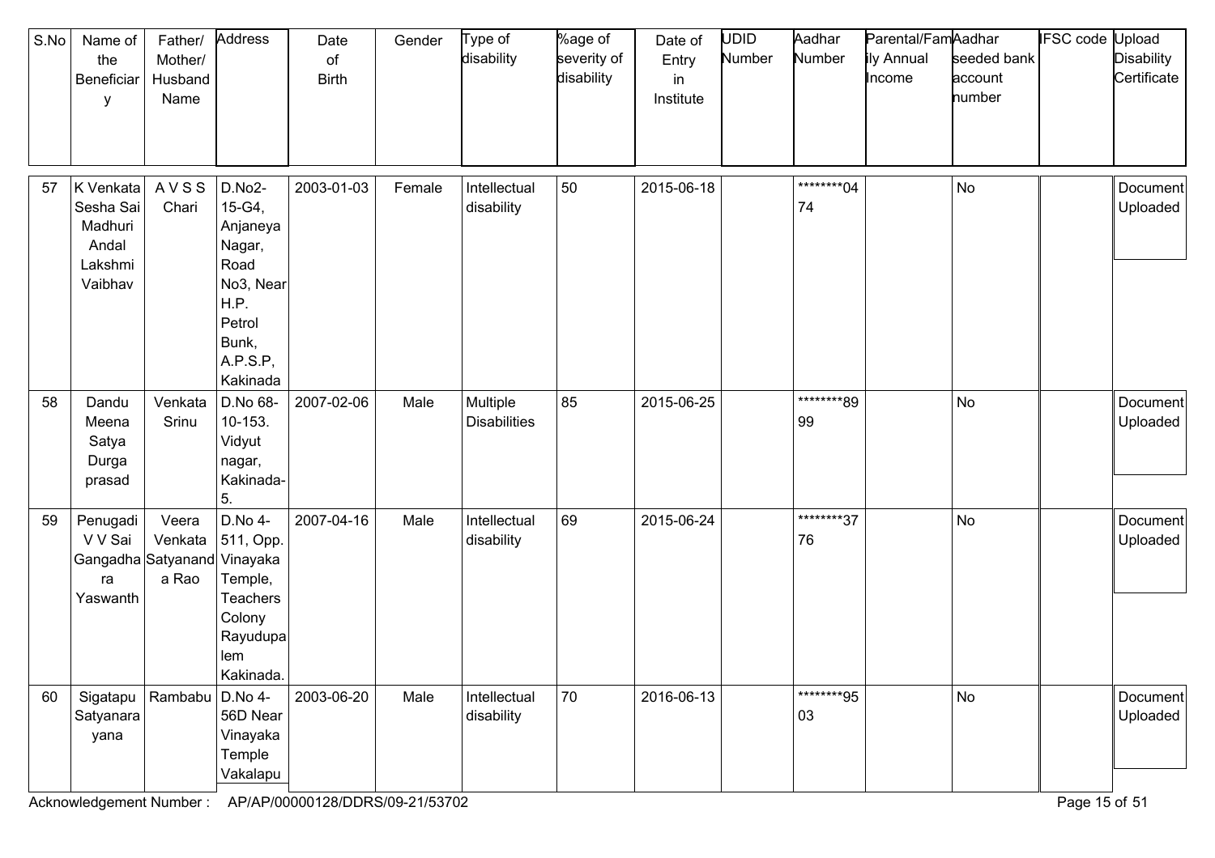| S.No | Name of the Beneficiary | Father/ Mother/ Husband Name | Address | Date of Birth | Gender | Type of disability | %age of severity of disability | Date of Entry in Institute | UDID Number | Aadhar Number | Parental/Family Annual Income | Aadhar seeded bank account number | IFSC code | Upload Disability Certificate |
|---|---|---|---|---|---|---|---|---|---|---|---|---|---|---|
| 57 | K Venkata Sesha Sai Madhuri Andal Lakshmi Vaibhav | A V S S Chari | D.No2-15-G4, Anjaneya Nagar, Road No3, Near H.P. Petrol Bunk, A.P.S.P, Kakinada | 2003-01-03 | Female | Intellectual disability | 50 | 2015-06-18 | | ********0474 | | No | | Document Uploaded |
| 58 | Dandu Meena Satya Durga prasad | Venkata Srinu | D.No 68-10-153. Vidyut nagar, Kakinada-5. | 2007-02-06 | Male | Multiple Disabilities | 85 | 2015-06-25 | | ********8999 | | No | | Document Uploaded |
| 59 | Penugadi V V Sai Gangadhara Yaswanth | Veera Venkata Satyananda Rao | D.No 4-511, Opp. Vinayaka Temple, Teachers Colony Rayudupalem Kakinada. | 2007-04-16 | Male | Intellectual disability | 69 | 2015-06-24 | | ********3776 | | No | | Document Uploaded |
| 60 | Sigatapu Satyanarayana | Rambabu | D.No 4-56D Near Vinayaka Temple Vakalapu | 2003-06-20 | Male | Intellectual disability | 70 | 2016-06-13 | | ********9503 | | No | | Document Uploaded |

Acknowledgement Number : AP/AP/00000128/DDRS/09-21/53702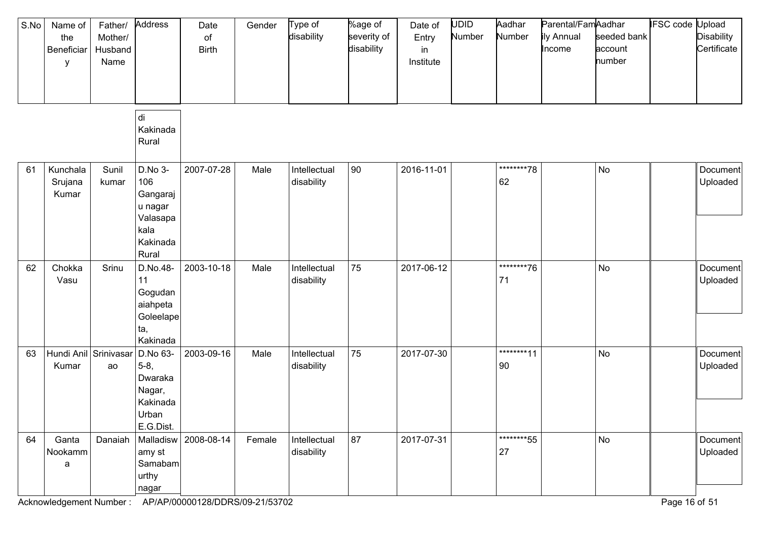| S.No | Name of the Beneficiary | Father/ Mother/ Husband Name | Address | Date of Birth | Gender | Type of disability | %age of severity of disability | Date of Entry in Institute | UDID Number | Aadhar Number | Parental/Family Annual Income | Aadhar seeded bank account number | IFSC code | Upload Disability Certificate |
|---|---|---|---|---|---|---|---|---|---|---|---|---|---|---|
| | | | di Kakinada Rural | | | | | | | | | | | |
| 61 | Kunchala Srujana Kumar | Sunil kumar | D.No 3-106 Gangaraju nagar Valasapakala Kakinada Rural | 2007-07-28 | Male | Intellectual disability | 90 | 2016-11-01 | | ********7862 | | No | | Document Uploaded |
| 62 | Chokka Vasu | Srinu | D.No.48-11 Gogudanaiahpeta Goleelapeta, Kakinada | 2003-10-18 | Male | Intellectual disability | 75 | 2017-06-12 | | ********7671 | | No | | Document Uploaded |
| 63 | Hundi Anil Kumar | Srinivasarao | D.No 63-5-8, Dwaraka Nagar, Kakinada Urban E.G.Dist. | 2003-09-16 | Male | Intellectual disability | 75 | 2017-07-30 | | ********1190 | | No | | Document Uploaded |
| 64 | Ganta Nookamma | Danaiah | Malladiswamy st Samabamurthy nagar | 2008-08-14 | Female | Intellectual disability | 87 | 2017-07-31 | | ********5527 | | No | | Document Uploaded |

Acknowledgement Number : AP/AP/00000128/DDRS/09-21/53702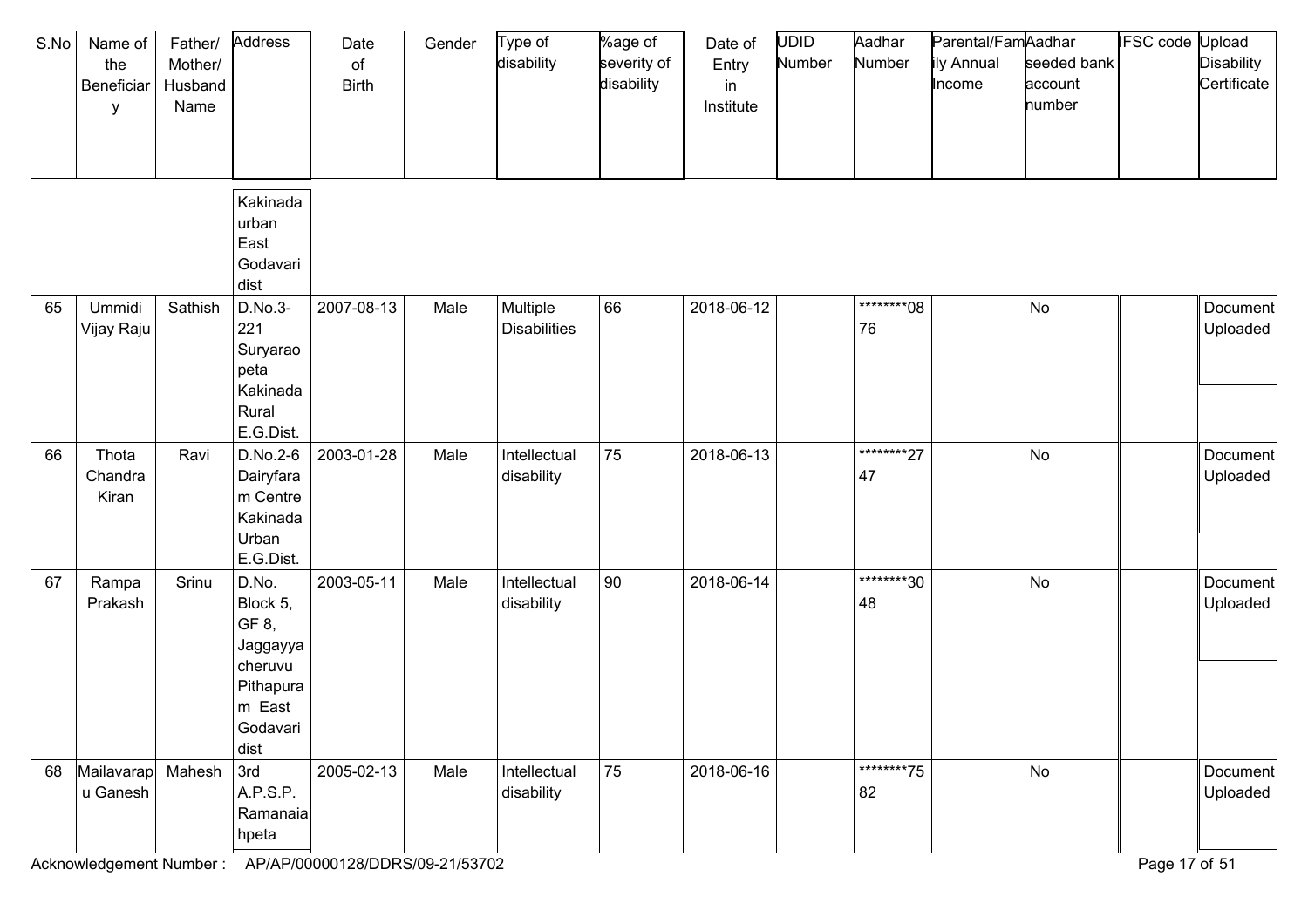| S.No | Name of the Beneficiary | Father/ Mother/ Husband Name | Address | Date of Birth | Gender | Type of disability | %age of severity of disability | Date of Entry in Institute | UDID Number | Aadhar Number | Parental/Family Annual Income | Aadhar seeded bank account number | IFSC code | Upload Disability Certificate |
|---|---|---|---|---|---|---|---|---|---|---|---|---|---|---|
| | | | Kakinada urban East Godavari dist | | | | | | | | | | | |
| 65 | Ummidi Vijay Raju | Sathish | D.No.3-221 Suryaraopeta Kakinada Rural E.G.Dist. | 2007-08-13 | Male | Multiple Disabilities | 66 | 2018-06-12 | | ********0876 | | No | | Document Uploaded |
| 66 | Thota Chandra Kiran | Ravi | D.No.2-6 Dairyfaram Centre Kakinada Urban E.G.Dist. | 2003-01-28 | Male | Intellectual disability | 75 | 2018-06-13 | | ********2747 | | No | | Document Uploaded |
| 67 | Rampa Prakash | Srinu | D.No. Block 5, GF 8, Jaggayyacheruvu Pithapuram East Godavari dist | 2003-05-11 | Male | Intellectual disability | 90 | 2018-06-14 | | ********3048 | | No | | Document Uploaded |
| 68 | Mailavarapu Ganesh | Mahesh | 3rd A.P.S.P. Ramanaiahpeta | 2005-02-13 | Male | Intellectual disability | 75 | 2018-06-16 | | ********7582 | | No | | Document Uploaded |

Acknowledgement Number : AP/AP/00000128/DDRS/09-21/53702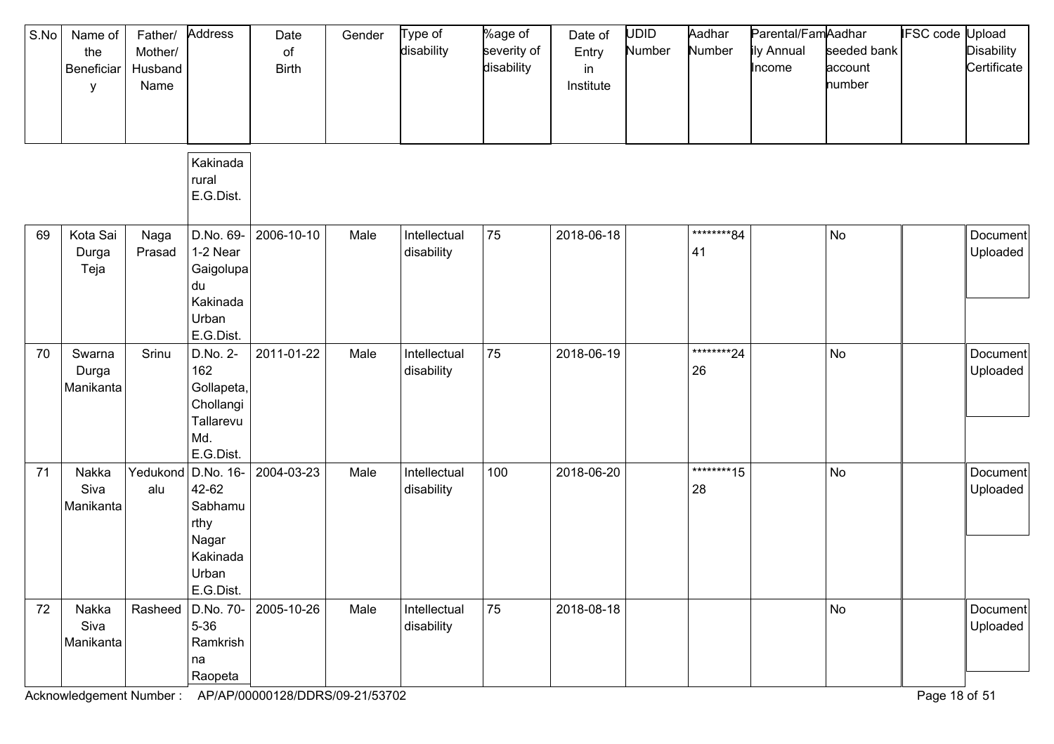| S.No | Name of the Beneficiary | Father/ Mother/ Husband Name | Address | Date of Birth | Gender | Type of disability | %age of severity of disability | Date of Entry in Institute | UDID Number | Aadhar Number | Parental/Family Annual Income | Aadhar seeded bank account number | IFSC code | Upload Disability Certificate |
|---|---|---|---|---|---|---|---|---|---|---|---|---|---|---|
| | | | Kakinada rural E.G.Dist. | | | | | | | | | | | |
| 69 | Kota Sai Durga Teja | Naga Prasad | D.No. 69-1-2 Near Gaigolupadu Kakinada Urban E.G.Dist. | 2006-10-10 | Male | Intellectual disability | 75 | 2018-06-18 | | ********8441 | | No | | Document Uploaded |
| 70 | Swarna Durga Manikanta | Srinu | D.No. 2-162 Gollapeta, Chollangi Tallarevu Md. E.G.Dist. | 2011-01-22 | Male | Intellectual disability | 75 | 2018-06-19 | | ********2426 | | No | | Document Uploaded |
| 71 | Nakka Siva Manikanta | Yedukondalu | D.No. 16-42-62 Sabhamurthy Nagar Kakinada Urban E.G.Dist. | 2004-03-23 | Male | Intellectual disability | 100 | 2018-06-20 | | ********1528 | | No | | Document Uploaded |
| 72 | Nakka Siva Manikanta | Rasheed | D.No. 70-5-36 Ramkrishna Raopeta | 2005-10-26 | Male | Intellectual disability | 75 | 2018-08-18 | | | | No | | Document Uploaded |

Acknowledgement Number : AP/AP/00000128/DDRS/09-21/53702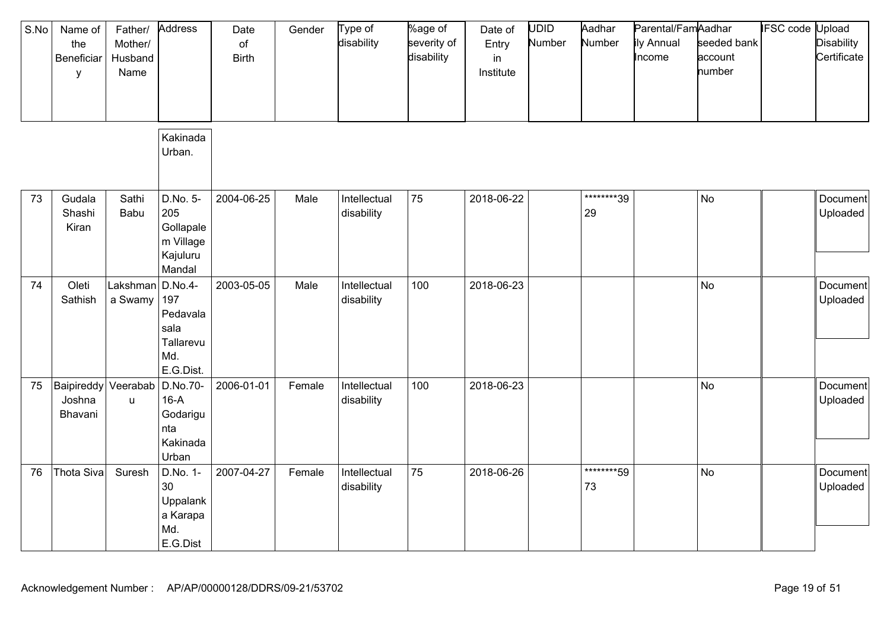| S.No | Name of the Beneficiary | Father/ Mother/ Husband Name | Address | Date of Birth | Gender | Type of disability | %age of severity of disability | Date of Entry in Institute | UDID Number | Aadhar Number | Parental/Family Annual Income | Aadhar seeded bank account number | IFSC code | Upload Disability Certificate |
|---|---|---|---|---|---|---|---|---|---|---|---|---|---|---|
| | | | Kakinada Urban. | | | | | | | | | | | |
| 73 | Gudala Shashi Kiran | Sathi Babu | D.No. 5-205 Gollapalem Village Kajuluru Mandal | 2004-06-25 | Male | Intellectual disability | 75 | 2018-06-22 | | ********3929 | | No | | Document Uploaded |
| 74 | Oleti Sathish | Lakshmana Swamy | D.No.4-197 Pedavalasala Tallarevu Md. E.G.Dist. | 2003-05-05 | Male | Intellectual disability | 100 | 2018-06-23 | | | | No | | Document Uploaded |
| 75 | Baipireddy Joshna Bhavani | Veerababu | D.No.70-16-A Godarigunta Kakinada Urban | 2006-01-01 | Female | Intellectual disability | 100 | 2018-06-23 | | | | No | | Document Uploaded |
| 76 | Thota Siva | Suresh | D.No. 1-30 Uppalanka Karapa Md. E.G.Dist | 2007-04-27 | Female | Intellectual disability | 75 | 2018-06-26 | | ********5973 | | No | | Document Uploaded |

Acknowledgement Number : AP/AP/00000128/DDRS/09-21/53702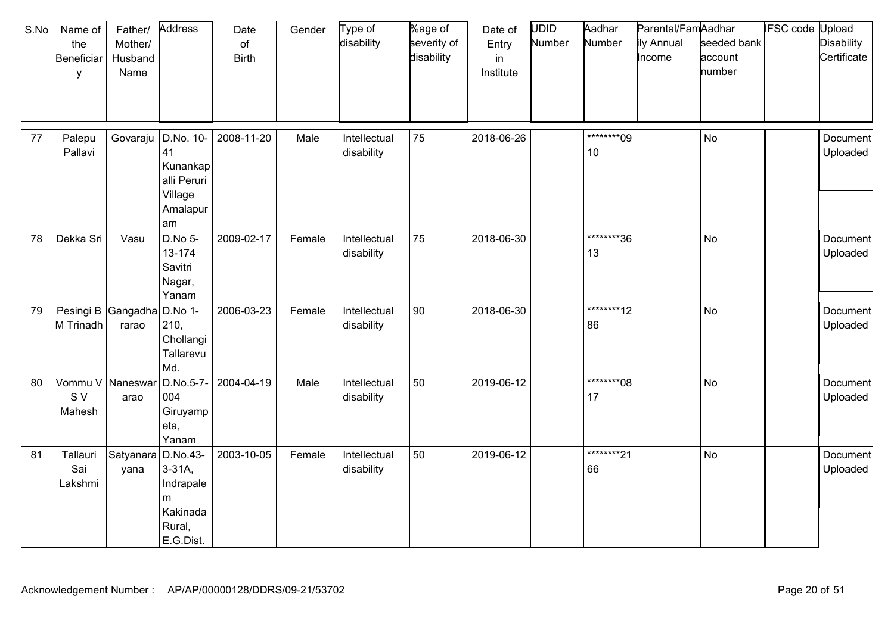| S.No | Name of the Beneficiary | Father/ Mother/ Husband Name | Address | Date of Birth | Gender | Type of disability | %age of severity of disability | Date of Entry in Institute | UDID Number | Aadhar Number | Parental/Family Annual Income | Aadhar seeded bank account number | IFSC code | Upload Disability Certificate |
|---|---|---|---|---|---|---|---|---|---|---|---|---|---|---|
| 77 | Palepu Pallavi | Govaraju | D.No. 10-41 Kunankapalli Peruri Village Amalapuram | 2008-11-20 | Male | Intellectual disability | 75 | 2018-06-26 | | ********0910 | | No | | Document Uploaded |
| 78 | Dekka Sri | Vasu | D.No 5-13-174 Savitri Nagar, Yanam | 2009-02-17 | Female | Intellectual disability | 75 | 2018-06-30 | | ********3613 | | No | | Document Uploaded |
| 79 | Pesingi B M Trinadh | Gangadharao | D.No 1-210, Chollangi Tallarevu Md. | 2006-03-23 | Female | Intellectual disability | 90 | 2018-06-30 | | ********1286 | | No | | Document Uploaded |
| 80 | Vommu V S V Mahesh | Naneswararao | D.No.5-7-004 Giruyampeta, Yanam | 2004-04-19 | Male | Intellectual disability | 50 | 2019-06-12 | | ********0817 | | No | | Document Uploaded |
| 81 | Tallauri Sai Lakshmi | Satyanarayana | D.No.43-3-31A, Indrapalem Kakinada Rural, E.G.Dist. | 2003-10-05 | Female | Intellectual disability | 50 | 2019-06-12 | | ********2166 | | No | | Document Uploaded |

Acknowledgement Number : AP/AP/00000128/DDRS/09-21/53702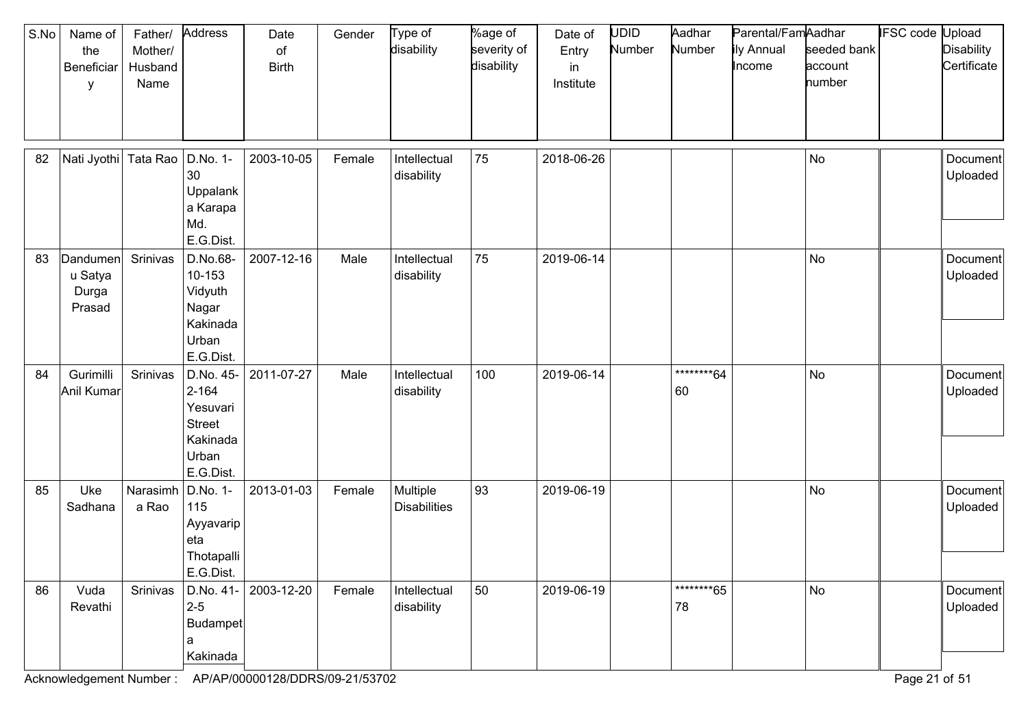| S.No | Name of the Beneficiary | Father/ Mother/ Husband Name | Address | Date of Birth | Gender | Type of disability | %age of severity of disability | Date of Entry in Institute | UDID Number | Aadhar Number | Parental/Family Annual Income | Aadhar seeded bank account number | IFSC code | Upload Disability Certificate |
|---|---|---|---|---|---|---|---|---|---|---|---|---|---|---|
| 82 | Nati Jyothi | Tata Rao | D.No. 1-30 Uppalanka Karapa Md. E.G.Dist. | 2003-10-05 | Female | Intellectual disability | 75 | 2018-06-26 | | | | No | | Document Uploaded |
| 83 | Dandumenu Satya Durga Prasad | Srinivas | D.No.68-10-153 Vidyuth Nagar Kakinada Urban E.G.Dist. | 2007-12-16 | Male | Intellectual disability | 75 | 2019-06-14 | | | | No | | Document Uploaded |
| 84 | Gurimilli Anil Kumar | Srinivas | D.No. 45-2-164 Yesuvari Street Kakinada Urban E.G.Dist. | 2011-07-27 | Male | Intellectual disability | 100 | 2019-06-14 | | ********6460 | | No | | Document Uploaded |
| 85 | Uke Sadhana | Narasimha Rao | D.No. 1-115 Ayyavaripeta Thotapalli E.G.Dist. | 2013-01-03 | Female | Multiple Disabilities | 93 | 2019-06-19 | | | | No | | Document Uploaded |
| 86 | Vuda Revathi | Srinivas | D.No. 41-2-5 Budampeta Kakinada | 2003-12-20 | Female | Intellectual disability | 50 | 2019-06-19 | | ********6578 | | No | | Document Uploaded |

Acknowledgement Number : AP/AP/00000128/DDRS/09-21/53702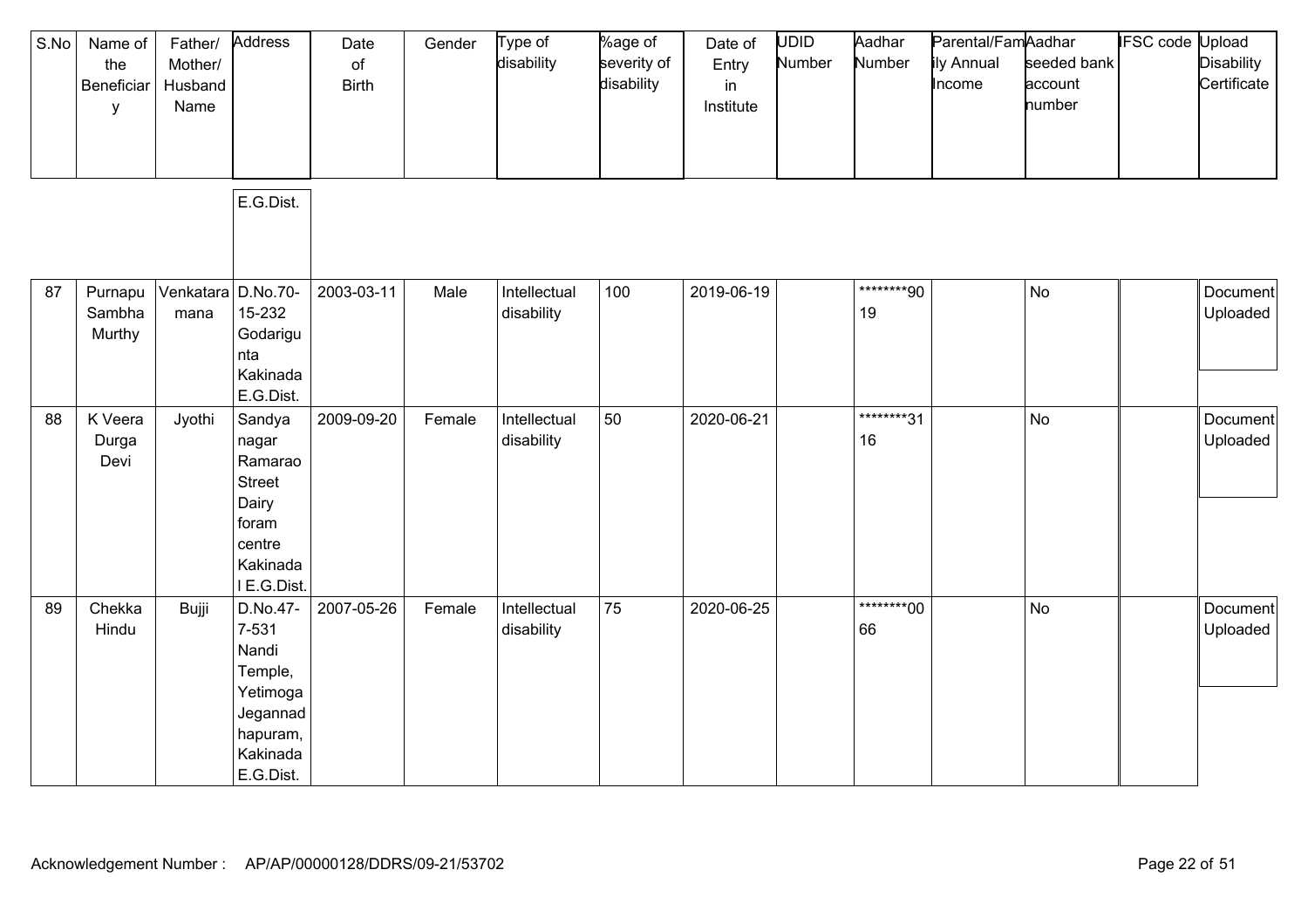| S.No | Name of the Beneficiary | Father/ Mother/ Husband Name | Address | Date of Birth | Gender | Type of disability | %age of severity of disability | Date of Entry in Institute | UDID Number | Aadhar Number | Parental/Family Annual Income | Aadhar seeded bank account number | IFSC code | Upload Disability Certificate |
|---|---|---|---|---|---|---|---|---|---|---|---|---|---|---|
| | | | E.G.Dist. | | | | | | | | | | | |
| 87 | Purnapu Sambha Murthy | Venkataramana | D.No.70-15-232 Godarigunta Kakinada E.G.Dist. | 2003-03-11 | Male | Intellectual disability | 100 | 2019-06-19 | | ********9019 | | No | | Document Uploaded |
| 88 | K Veera Durga Devi | Jyothi | Sandya nagar Ramarao Street Dairy foram centre Kakinada l E.G.Dist. | 2009-09-20 | Female | Intellectual disability | 50 | 2020-06-21 | | ********3116 | | No | | Document Uploaded |
| 89 | Chekka Hindu | Bujji | D.No.47-7-531 Nandi Temple, Yetimoga Jegannadhapuram, Kakinada E.G.Dist. | 2007-05-26 | Female | Intellectual disability | 75 | 2020-06-25 | | ********0066 | | No | | Document Uploaded |

Acknowledgement Number : AP/AP/00000128/DDRS/09-21/53702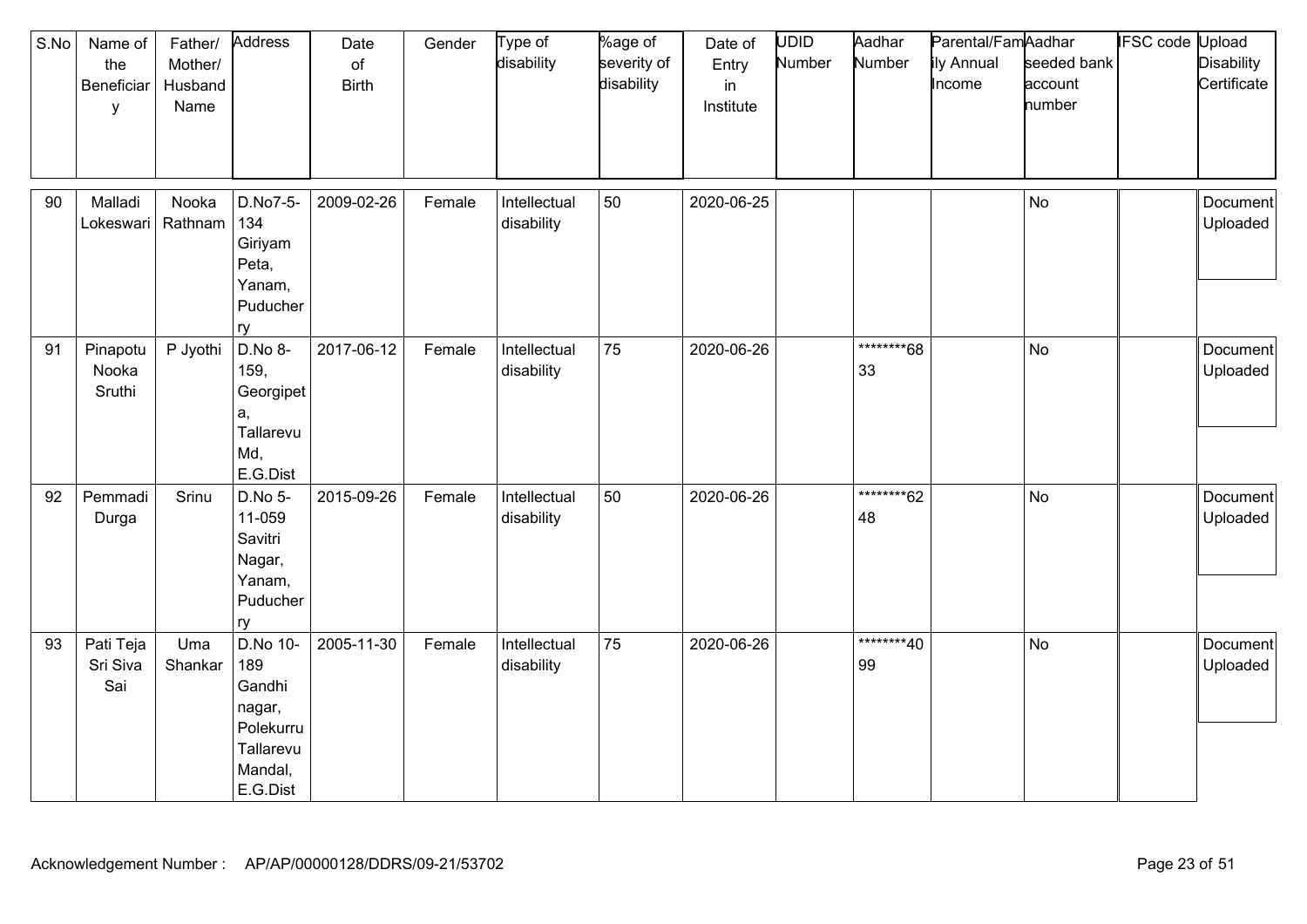| S.No | Name of the Beneficiary | Father/ Mother/ Husband Name | Address | Date of Birth | Gender | Type of disability | %age of severity of disability | Date of Entry in Institute | UDID Number | Aadhar Number | Parental/Family Annual Income | Aadhar seeded bank account number | IFSC code | Upload Disability Certificate |
|---|---|---|---|---|---|---|---|---|---|---|---|---|---|---|
| 90 | Malladi Lokeswari | Nooka Rathnam | D.No7-5-134 Giriyam Peta, Yanam, Puducherry | 2009-02-26 | Female | Intellectual disability | 50 | 2020-06-25 | | | | No | | Document Uploaded |
| 91 | Pinapotu Nooka Sruthi | P Jyothi | D.No 8-159, Georgipeta, Tallarevu Md, E.G.Dist | 2017-06-12 | Female | Intellectual disability | 75 | 2020-06-26 | | ********6833 | | No | | Document Uploaded |
| 92 | Pemmadi Durga | Srinu | D.No 5-11-059 Savitri Nagar, Yanam, Puducherry | 2015-09-26 | Female | Intellectual disability | 50 | 2020-06-26 | | ********6248 | | No | | Document Uploaded |
| 93 | Pati Teja Sri Siva Sai | Uma Shankar | D.No 10-189 Gandhi nagar, Polekurru Tallarevu Mandal, E.G.Dist | 2005-11-30 | Female | Intellectual disability | 75 | 2020-06-26 | | ********4099 | | No | | Document Uploaded |

Acknowledgement Number : AP/AP/00000128/DDRS/09-21/53702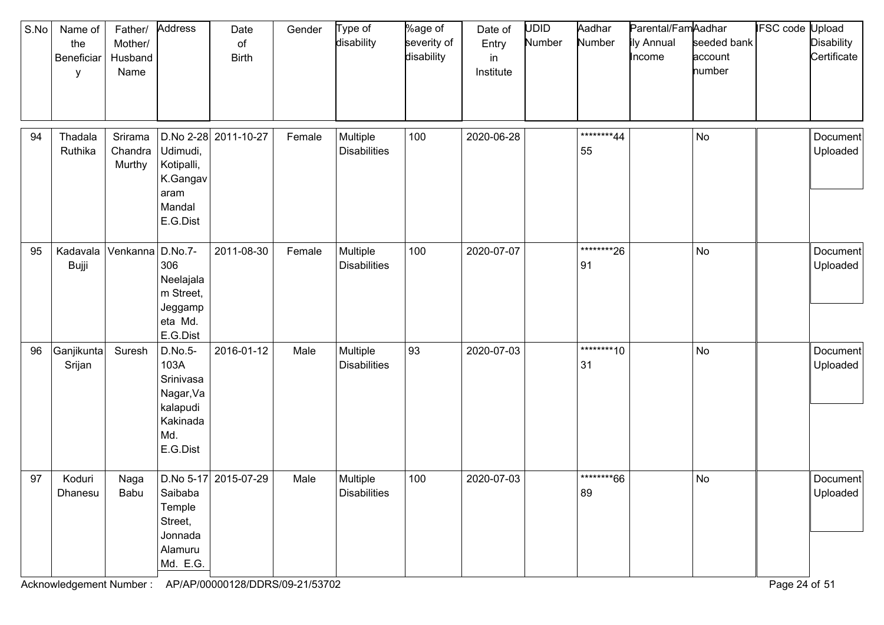| S.No | Name of the Beneficiary | Father/ Mother/ Husband Name | Address | Date of Birth | Gender | Type of disability | %age of severity of disability | Date of Entry in Institute | UDID Number | Aadhar Number | Parental/Family Annual Income | Aadhar seeded bank account number | IFSC code | Upload Disability Certificate |
|---|---|---|---|---|---|---|---|---|---|---|---|---|---|---|
| 94 | Thadala Ruthika | Srirama Chandra Murthy | D.No 2-28 Udimudi, Kotipalli, K.Gangavaram Mandal E.G.Dist | 2011-10-27 | Female | Multiple Disabilities | 100 | 2020-06-28 | | ********4455 | | No | | Document Uploaded |
| 95 | Kadavala Bujji | Venkanna | D.No.7-306 Neelajalam Street, Jeggampeta Md. E.G.Dist | 2011-08-30 | Female | Multiple Disabilities | 100 | 2020-07-07 | | ********2691 | | No | | Document Uploaded |
| 96 | Ganjikunta Srijan | Suresh | D.No.5-103A Srinivasa Nagar,Vakalapudi Kakinada Md. E.G.Dist | 2016-01-12 | Male | Multiple Disabilities | 93 | 2020-07-03 | | ********1031 | | No | | Document Uploaded |
| 97 | Koduri Dhanesu | Naga Babu | D.No 5-17 Saibaba Temple Street, Jonnada Alamuru Md. E.G. | 2015-07-29 | Male | Multiple Disabilities | 100 | 2020-07-03 | | ********6689 | | No | | Document Uploaded |

Acknowledgement Number : AP/AP/00000128/DDRS/09-21/53702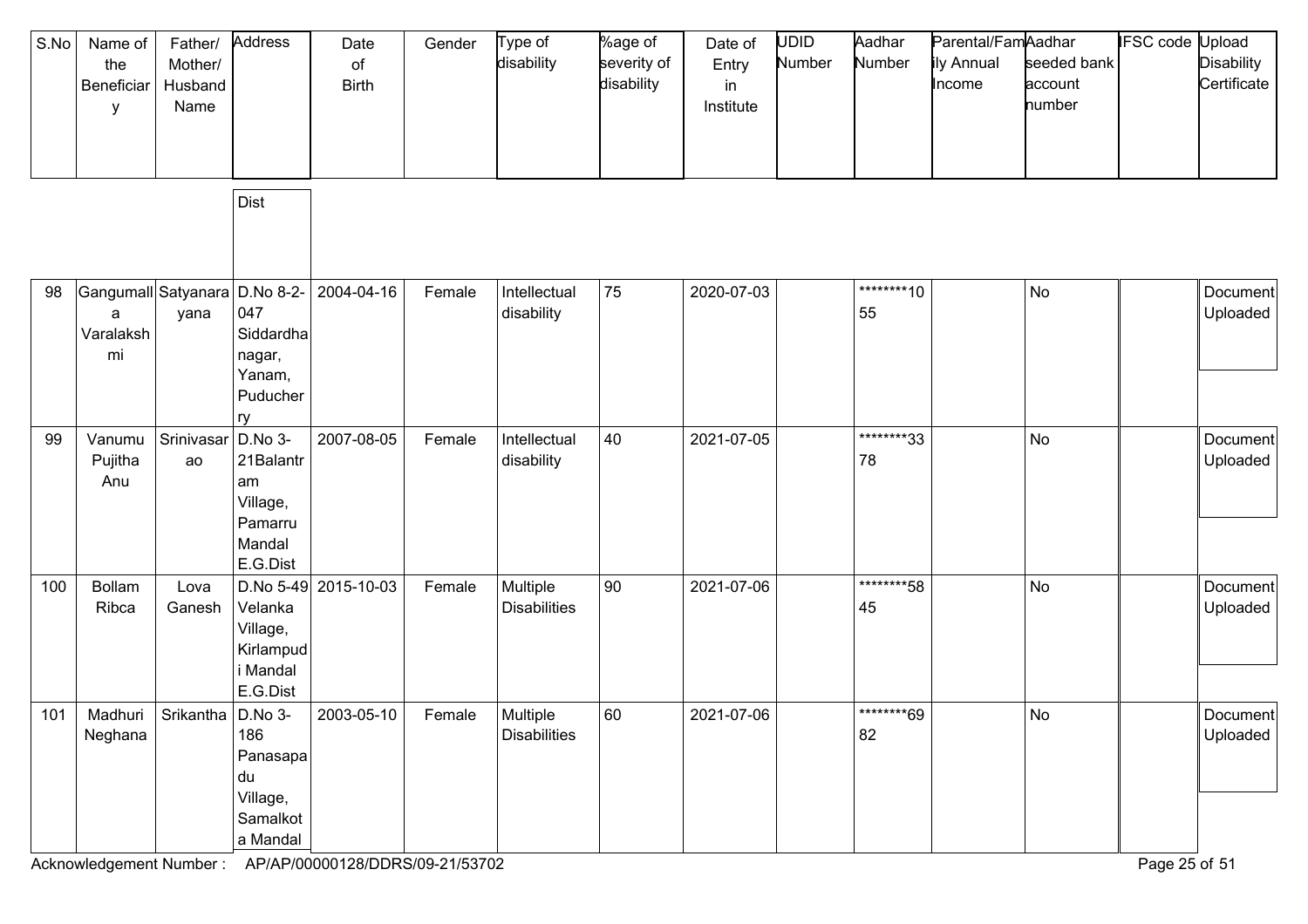| S.No | Name of the Beneficiary | Father/ Mother/ Husband Name | Address | Date of Birth | Gender | Type of disability | %age of severity of disability | Date of Entry in Institute | UDID Number | Aadhar Number | Parental/Family Annual Income | Aadhar seeded bank account number | IFSC code | Upload Disability Certificate |
|---|---|---|---|---|---|---|---|---|---|---|---|---|---|---|
| | | | Dist | | | | | | | | | | | |
| 98 | Gangumalla Varalakshmi | Satyanarayana | D.No 8-2-047 Siddardha nagar, Yanam, Puducherry | 2004-04-16 | Female | Intellectual disability | 75 | 2020-07-03 | | ********1055 | | No | | Document Uploaded |
| 99 | Vanumu Pujitha Anu | Srinivasarao | D.No 3-21Balantram Village, Pamarru Mandal E.G.Dist | 2007-08-05 | Female | Intellectual disability | 40 | 2021-07-05 | | ********3378 | | No | | Document Uploaded |
| 100 | Bollam Ribca | Lova Ganesh | D.No 5-49 Velanka Village, Kirlampudi Mandal E.G.Dist | 2015-10-03 | Female | Multiple Disabilities | 90 | 2021-07-06 | | ********5845 | | No | | Document Uploaded |
| 101 | Madhuri Neghana | Srikantha | D.No 3-186 Panasapadu Village, Samalkota Mandal | 2003-05-10 | Female | Multiple Disabilities | 60 | 2021-07-06 | | ********6982 | | No | | Document Uploaded |

Acknowledgement Number : AP/AP/00000128/DDRS/09-21/53702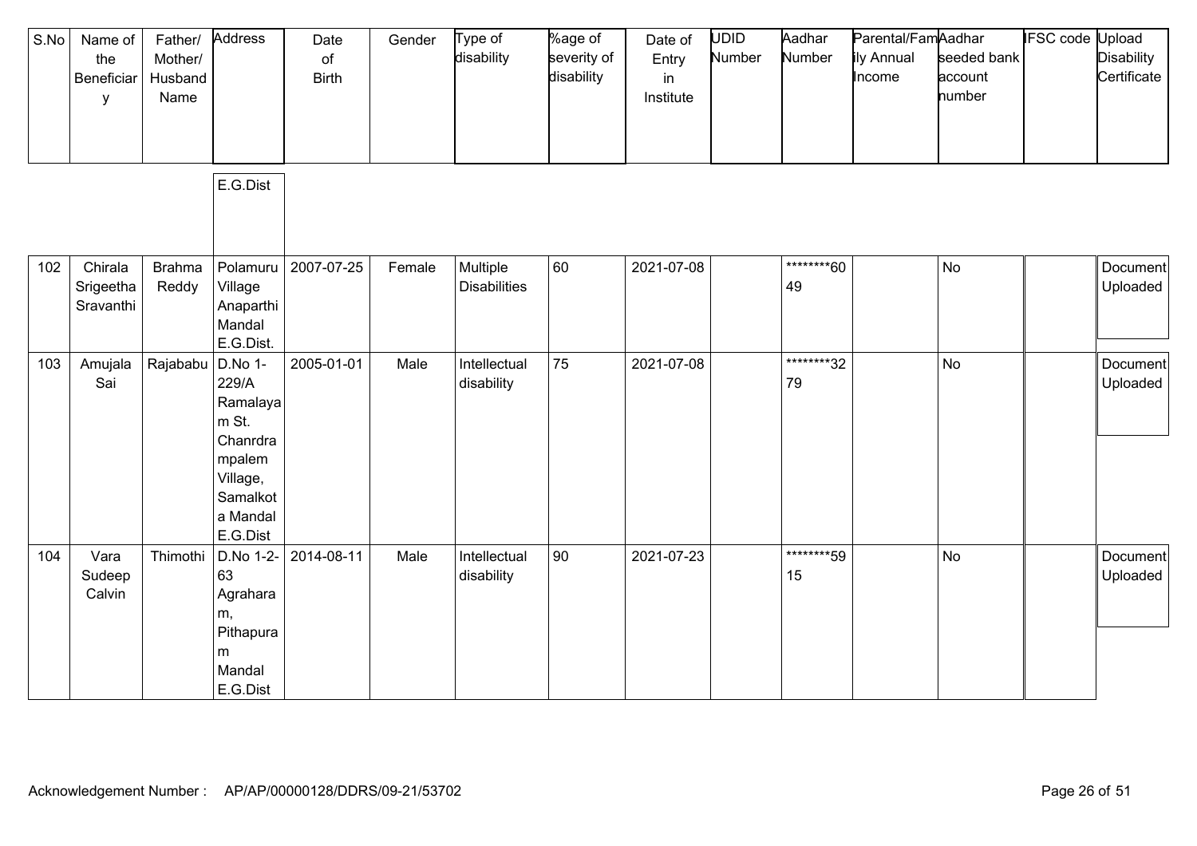| S.No | Name of the Beneficiary | Father/ Mother/ Husband Name | Address | Date of Birth | Gender | Type of disability | %age of severity of disability | Date of Entry in Institute | UDID Number | Aadhar Number | Parental/Family Annual Income | Aadhar seeded bank account number | IFSC code | Upload Disability Certificate |
|---|---|---|---|---|---|---|---|---|---|---|---|---|---|---|
| | | | E.G.Dist | | | | | | | | | | | |
| 102 | Chirala Srigeetha Sravanthi | Brahma Reddy | Polamuru Village Anaparthi Mandal E.G.Dist. | 2007-07-25 | Female | Multiple Disabilities | 60 | 2021-07-08 | | ********6049 | | No | | Document Uploaded |
| 103 | Amujala Sai | Rajababu | D.No 1-229/A Ramalayam St. Chanrdrampalem Village, Samalkota Mandal E.G.Dist | 2005-01-01 | Male | Intellectual disability | 75 | 2021-07-08 | | ********3279 | | No | | Document Uploaded |
| 104 | Vara Sudeep Calvin | Thimothi | D.No 1-2-63 Agraharam, Pithapuram Mandal E.G.Dist | 2014-08-11 | Male | Intellectual disability | 90 | 2021-07-23 | | ********5915 | | No | | Document Uploaded |

Acknowledgement Number : AP/AP/00000128/DDRS/09-21/53702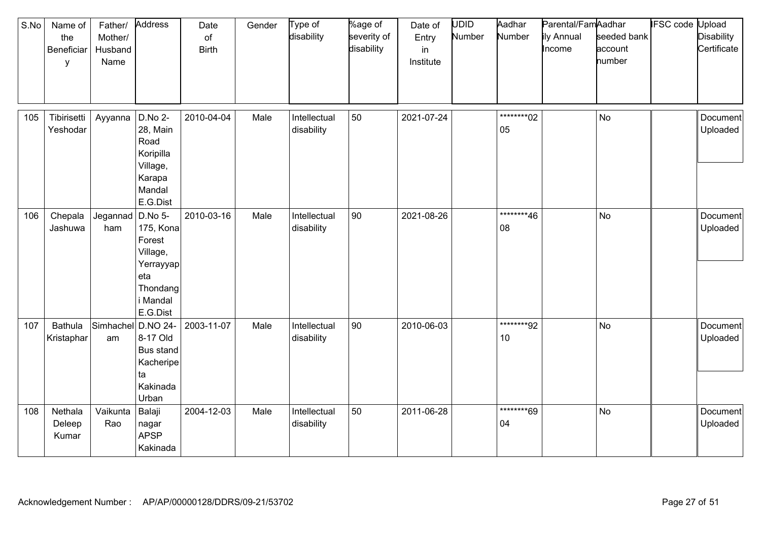| S.No | Name of the Beneficiary | Father/ Mother/ Husband Name | Address | Date of Birth | Gender | Type of disability | %age of severity of disability | Date of Entry in Institute | UDID Number | Aadhar Number | Parental/Family Annual Income | Aadhar seeded bank account number | IFSC code | Upload Disability Certificate |
|---|---|---|---|---|---|---|---|---|---|---|---|---|---|---|
| 105 | Tibirisetti Yeshodar | Ayyanna | D.No 2-28, Main Road Koripilla Village, Karapa Mandal E.G.Dist | 2010-04-04 | Male | Intellectual disability | 50 | 2021-07-24 | | ********0205 | | No | | Document Uploaded |
| 106 | Chepala Jashuwa | Jegannadham | D.No 5-175, Kona Forest Village, Yerrayyapeta Thondangi Mandal E.G.Dist | 2010-03-16 | Male | Intellectual disability | 90 | 2021-08-26 | | ********4608 | | No | | Document Uploaded |
| 107 | Bathula Kristaphar | Simhachelam | D.NO 24-8-17 Old Bus stand Kacheripeta Kakinada Urban | 2003-11-07 | Male | Intellectual disability | 90 | 2010-06-03 | | ********9210 | | No | | Document Uploaded |
| 108 | Nethala Deleep Kumar | Vaikunta Rao | Balaji nagar APSP Kakinada | 2004-12-03 | Male | Intellectual disability | 50 | 2011-06-28 | | ********6904 | | No | | Document Uploaded |

Acknowledgement Number : AP/AP/00000128/DDRS/09-21/53702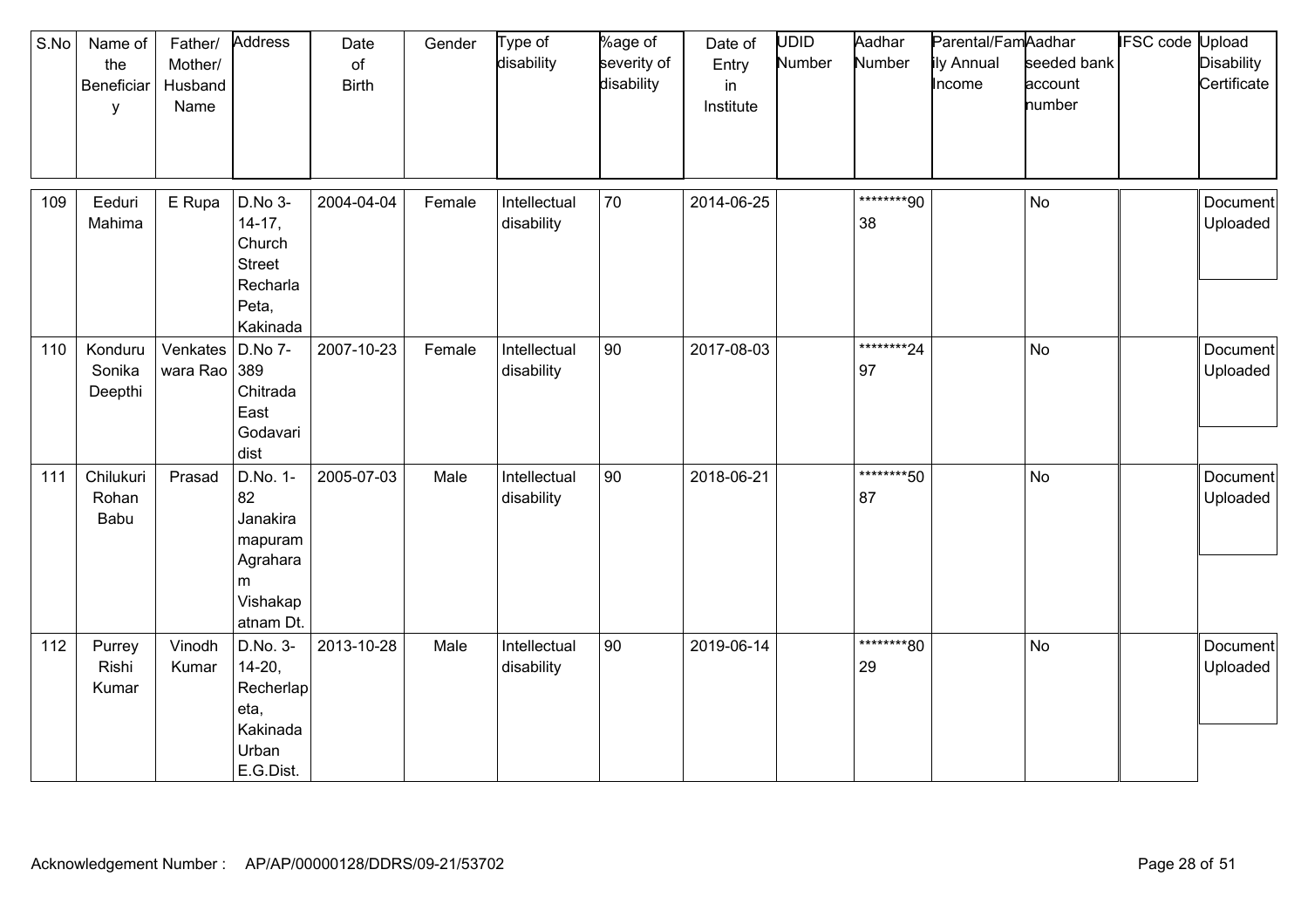| S.No | Name of the Beneficiary | Father/ Mother/ Husband Name | Address | Date of Birth | Gender | Type of disability | %age of severity of disability | Date of Entry in Institute | UDID Number | Aadhar Number | Parental/Family Annual Income | Aadhar seeded bank account number | IFSC code | Upload Disability Certificate |
|---|---|---|---|---|---|---|---|---|---|---|---|---|---|---|
| 109 | Eeduri Mahima | E Rupa | D.No 3-14-17, Church Street Recharla Peta, Kakinada | 2004-04-04 | Female | Intellectual disability | 70 | 2014-06-25 | | ********9038 | | No | | Document Uploaded |
| 110 | Konduru Sonika Deepthi | Venkateswara Rao | D.No 7-389 Chitrada East Godavari dist | 2007-10-23 | Female | Intellectual disability | 90 | 2017-08-03 | | ********2497 | | No | | Document Uploaded |
| 111 | Chilukuri Rohan Babu | Prasad | D.No. 1-82 Janakiramapuram Agraharam Vishakapatnam Dt. | 2005-07-03 | Male | Intellectual disability | 90 | 2018-06-21 | | ********5087 | | No | | Document Uploaded |
| 112 | Purrey Rishi Kumar | Vinodh Kumar | D.No. 3-14-20, Recherlapeta, Kakinada Urban E.G.Dist. | 2013-10-28 | Male | Intellectual disability | 90 | 2019-06-14 | | ********8029 | | No | | Document Uploaded |

Acknowledgement Number : AP/AP/00000128/DDRS/09-21/53702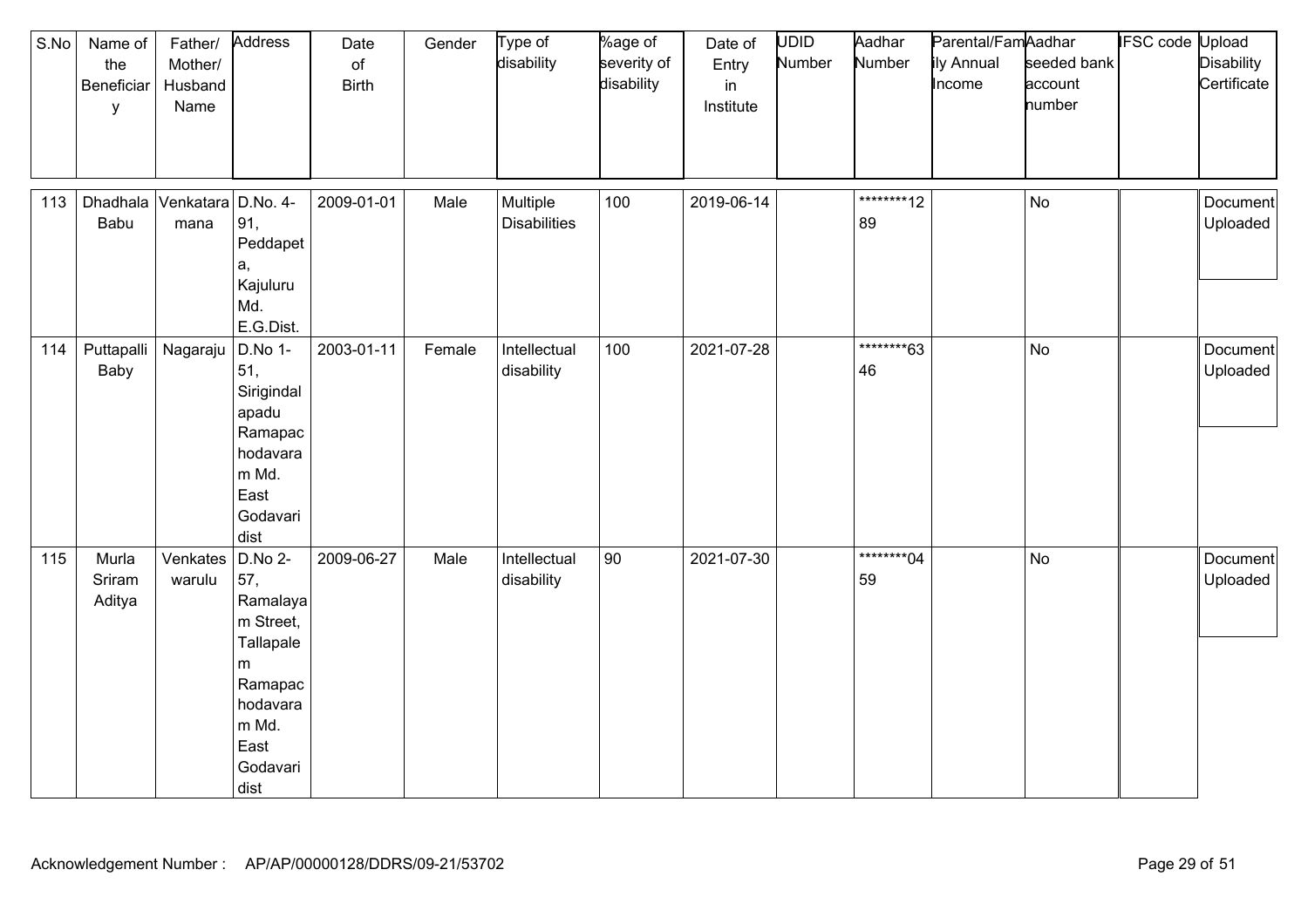| S.No | Name of the Beneficiary | Father/ Mother/ Husband Name | Address | Date of Birth | Gender | Type of disability | %age of severity of disability | Date of Entry in Institute | UDID Number | Aadhar Number | Parental/Family Annual Income | Aadhar seeded bank account number | IFSC code | Upload Disability Certificate |
|---|---|---|---|---|---|---|---|---|---|---|---|---|---|---|
| 113 | Dhadhala Babu | Venkataramana | D.No. 4-91, Peddapeta, Kajuluru Md. E.G.Dist. | 2009-01-01 | Male | Multiple Disabilities | 100 | 2019-06-14 | | ********1289 | | No | | Document Uploaded |
| 114 | Puttapalli Baby | Nagaraju | D.No 1-51, Sirigindalapadu Ramapachodavaram Md. East Godavari dist | 2003-01-11 | Female | Intellectual disability | 100 | 2021-07-28 | | ********6346 | | No | | Document Uploaded |
| 115 | Murla Sriram Aditya | Venkateswarulu | D.No 2-57, Ramalayam Street, Tallapalem Ramapachodavaram Md. East Godavari dist | 2009-06-27 | Male | Intellectual disability | 90 | 2021-07-30 | | ********0459 | | No | | Document Uploaded |

Acknowledgement Number : AP/AP/00000128/DDRS/09-21/53702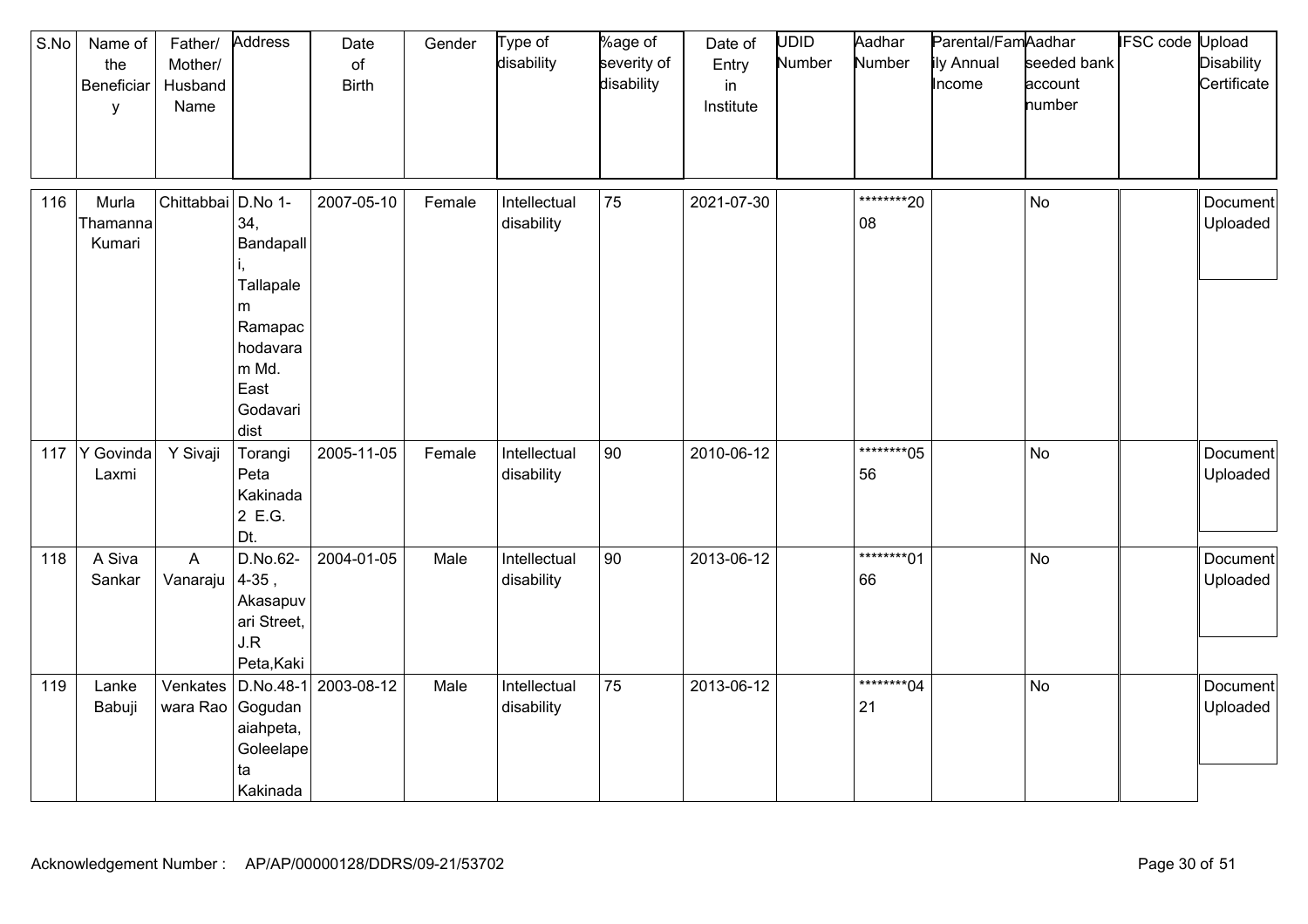| S.No | Name of the Beneficiary | Father/ Mother/ Husband Name | Address | Date of Birth | Gender | Type of disability | %age of severity of disability | Date of Entry in Institute | UDID Number | Aadhar Number | Parental/Family Annual Income | Aadhar seeded bank account number | IFSC code | Upload Disability Certificate |
|---|---|---|---|---|---|---|---|---|---|---|---|---|---|---|
| 116 | Murla Thamanna Kumari | Chittabbai | D.No 1-34, Bandapalli, Tallapalem Ramapachodavaram Md. East Godavari dist | 2007-05-10 | Female | Intellectual disability | 75 | 2021-07-30 | | ********2008 | | No | | Document Uploaded |
| 117 | Y Govinda Laxmi | Y Sivaji | Torangi Peta Kakinada 2 E.G. Dt. | 2005-11-05 | Female | Intellectual disability | 90 | 2010-06-12 | | ********0556 | | No | | Document Uploaded |
| 118 | A Siva Sankar | A Vanaraju | D.No.62-4-35 , Akasapuvari Street, J.R Peta,Kaki | 2004-01-05 | Male | Intellectual disability | 90 | 2013-06-12 | | ********0166 | | No | | Document Uploaded |
| 119 | Lanke Babuji | Venkateswara Rao | D.No.48-1 Gogudanaiahpeta, Goleelapeta Kakinada | 2003-08-12 | Male | Intellectual disability | 75 | 2013-06-12 | | ********0421 | | No | | Document Uploaded |

Acknowledgement Number : AP/AP/00000128/DDRS/09-21/53702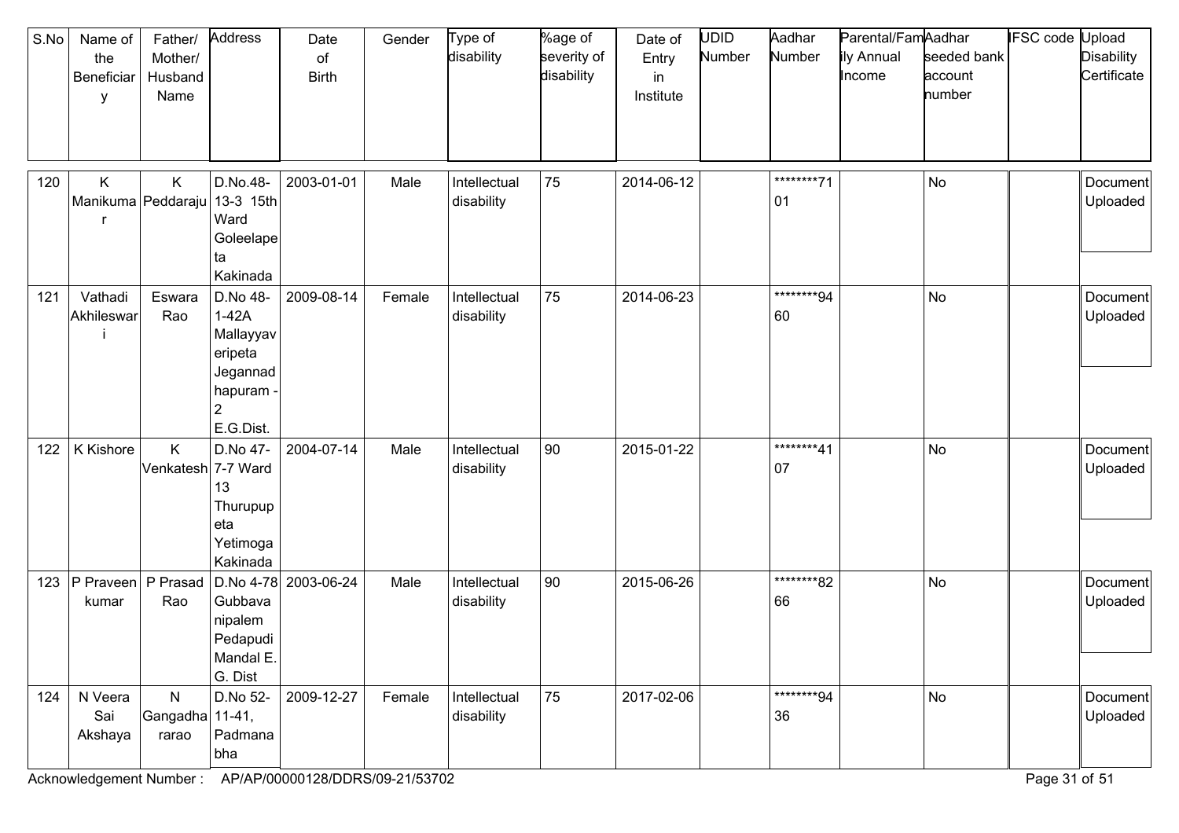| S.No | Name of the Beneficiary | Father/ Mother/ Husband Name | Address | Date of Birth | Gender | Type of disability | %age of severity of disability | Date of Entry in Institute | UDID Number | Aadhar Number | Parental/Family Annual Income | Aadhar seeded bank account number | IFSC code | Upload Disability Certificate |
|---|---|---|---|---|---|---|---|---|---|---|---|---|---|---|
| 120 | K Manikumar | K Peddaraju | D.No.48-13-3 15th Ward Goleelapeta Kakinada | 2003-01-01 | Male | Intellectual disability | 75 | 2014-06-12 | | ********7101 | | No | | Document Uploaded |
| 121 | Vathadi Akhileswari | Eswara Rao | D.No 48-1-42A Mallayyaveripeta Jegannadhapuram - 2 E.G.Dist. | 2009-08-14 | Female | Intellectual disability | 75 | 2014-06-23 | | ********9460 | | No | | Document Uploaded |
| 122 | K Kishore | K Venkatesh | D.No 47-7-7 Ward 13 Thurupupeta Yetimoga Kakinada | 2004-07-14 | Male | Intellectual disability | 90 | 2015-01-22 | | ********4107 | | No | | Document Uploaded |
| 123 | P Praveen kumar | P Prasad Rao | D.No 4-78 Gubbavanipalem Pedapudi Mandal E. G. Dist | 2003-06-24 | Male | Intellectual disability | 90 | 2015-06-26 | | ********8266 | | No | | Document Uploaded |
| 124 | N Veera Sai Akshaya | N Gangadhararao | D.No 52-11-41, Padmanabha | 2009-12-27 | Female | Intellectual disability | 75 | 2017-02-06 | | ********9436 | | No | | Document Uploaded |

Acknowledgement Number : AP/AP/00000128/DDRS/09-21/53702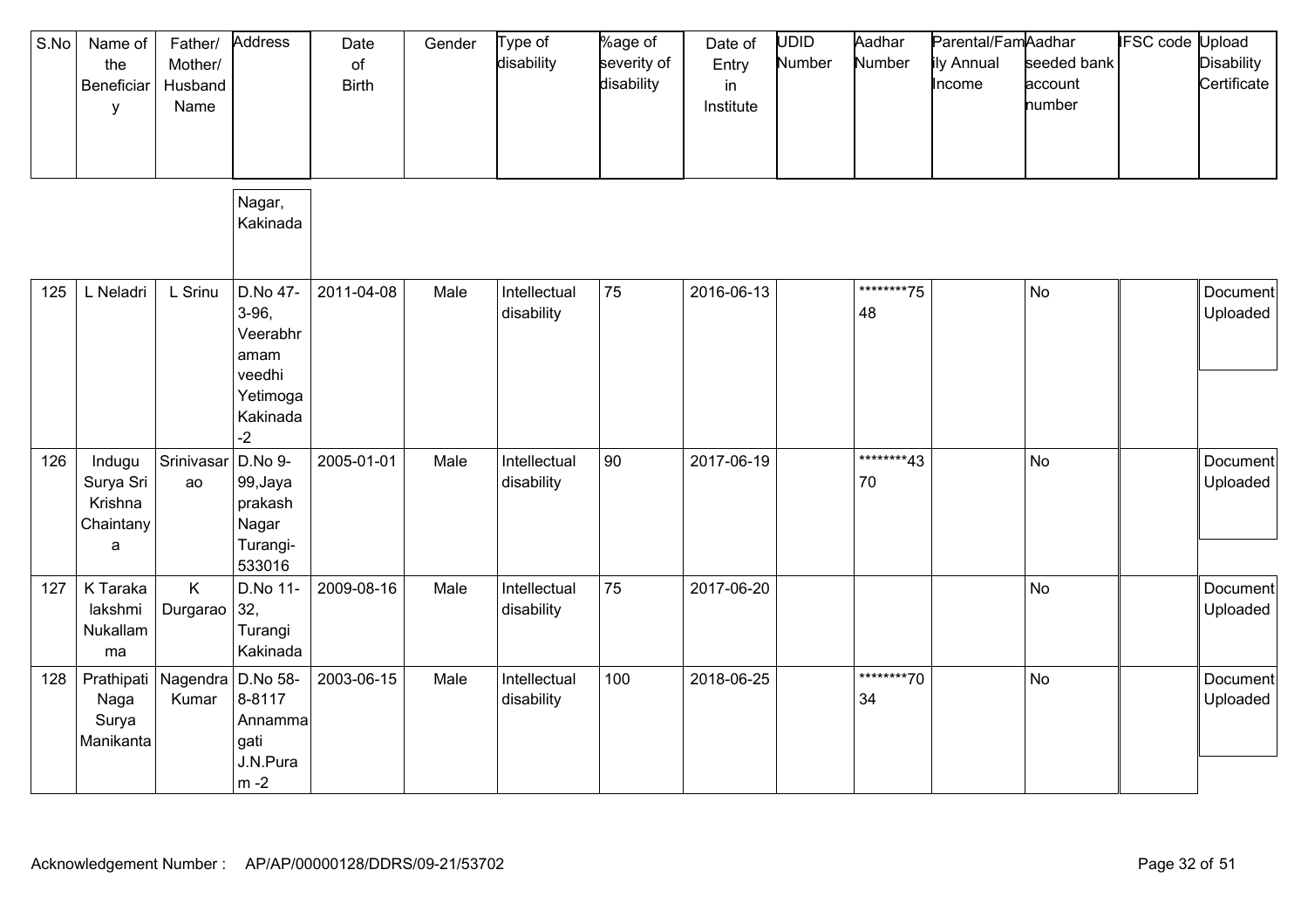| S.No | Name of the Beneficiary | Father/ Mother/ Husband Name | Address | Date of Birth | Gender | Type of disability | %age of severity of disability | Date of Entry in Institute | UDID Number | Aadhar Number | Parental/Family Annual Income | Aadhar seeded bank account number | IFSC code | Upload Disability Certificate |
|---|---|---|---|---|---|---|---|---|---|---|---|---|---|---|
| | | | Nagar, Kakinada | | | | | | | | | | | |
| 125 | L Neladri | L Srinu | D.No 47-3-96, Veerabhramam veedhi Yetimoga Kakinada-2 | 2011-04-08 | Male | Intellectual disability | 75 | 2016-06-13 | | ********7548 | | No | | Document Uploaded |
| 126 | Indugu Surya Sri Krishna Chaintanya | Srinivasarao | D.No 9-99,Jaya prakash Nagar Turangi-533016 | 2005-01-01 | Male | Intellectual disability | 90 | 2017-06-19 | | ********4370 | | No | | Document Uploaded |
| 127 | K Taraka lakshmi Nukallamma | K Durgarao | D.No 11-32, Turangi Kakinada | 2009-08-16 | Male | Intellectual disability | 75 | 2017-06-20 | | | | No | | Document Uploaded |
| 128 | Prathipati Naga Surya Manikanta | Nagendra Kumar | D.No 58-8-8117 Annammagati J.N.Puram -2 | 2003-06-15 | Male | Intellectual disability | 100 | 2018-06-25 | | ********7034 | | No | | Document Uploaded |

Acknowledgement Number : AP/AP/00000128/DDRS/09-21/53702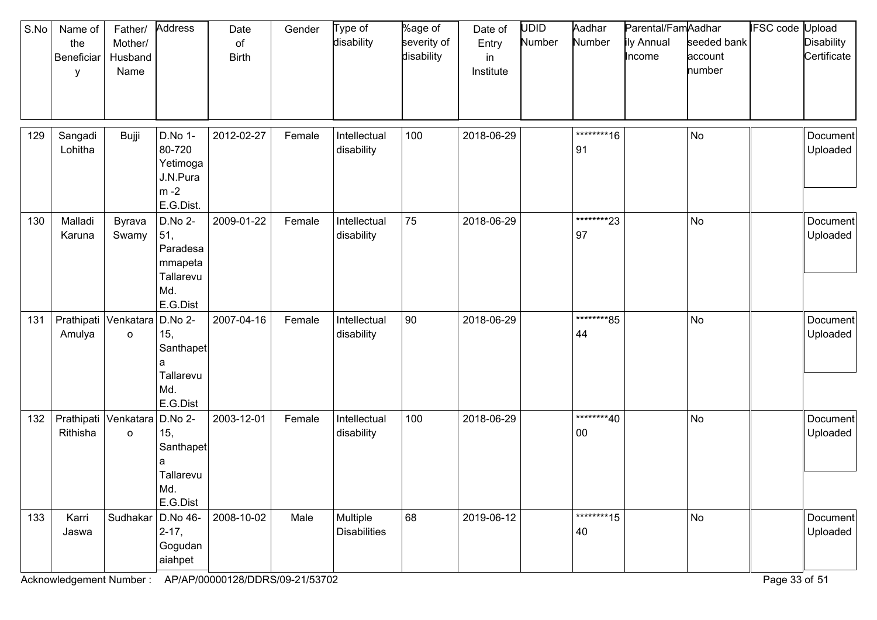| S.No | Name of the Beneficiary | Father/ Mother/ Husband Name | Address | Date of Birth | Gender | Type of disability | %age of severity of disability | Date of Entry in Institute | UDID Number | Aadhar Number | Parental/Family Annual Income | Aadhar seeded bank account number | IFSC code | Upload Disability Certificate |
|---|---|---|---|---|---|---|---|---|---|---|---|---|---|---|
| 129 | Sangadi Lohitha | Bujji | D.No 1-80-720 Yetimoga J.N.Puram -2 E.G.Dist. | 2012-02-27 | Female | Intellectual disability | 100 | 2018-06-29 | | ********1691 | | No | | Document Uploaded |
| 130 | Malladi Karuna | Byrava Swamy | D.No 2-51, Paradesammapeta Tallarevu Md. E.G.Dist | 2009-01-22 | Female | Intellectual disability | 75 | 2018-06-29 | | ********2397 | | No | | Document Uploaded |
| 131 | Prathipati Amulya | Venkatarao | D.No 2-15, Santhapeta Tallarevu Md. E.G.Dist | 2007-04-16 | Female | Intellectual disability | 90 | 2018-06-29 | | ********8544 | | No | | Document Uploaded |
| 132 | Prathipati Rithisha | Venkatarao | D.No 2-15, Santhapeta Tallarevu Md. E.G.Dist | 2003-12-01 | Female | Intellectual disability | 100 | 2018-06-29 | | ********4000 | | No | | Document Uploaded |
| 133 | Karri Jaswa | Sudhakar | D.No 46-2-17, Gogudanaiahpet | 2008-10-02 | Male | Multiple Disabilities | 68 | 2019-06-12 | | ********1540 | | No | | Document Uploaded |

Acknowledgement Number : AP/AP/00000128/DDRS/09-21/53702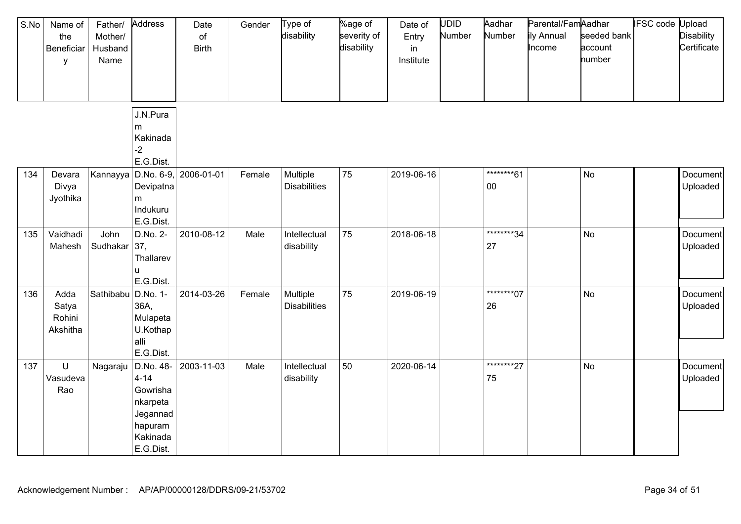| S.No | Name of the Beneficiary | Father/ Mother/ Husband Name | Address | Date of Birth | Gender | Type of disability | %age of severity of disability | Date of Entry in Institute | UDID Number | Aadhar Number | Parental/Family Annual Income | Aadhar seeded bank account number | IFSC code | Upload Disability Certificate |
|---|---|---|---|---|---|---|---|---|---|---|---|---|---|---|
| | | | J.N.Puram Kakinada-2 E.G.Dist. | | | | | | | | | | | |
| 134 | Devara Divya Jyothika | Kannayya | D.No. 6-9, Devipatnam Indukuru E.G.Dist. | 2006-01-01 | Female | Multiple Disabilities | 75 | 2019-06-16 | | ********6100 | | No | | Document Uploaded |
| 135 | Vaidhadi Mahesh | John Sudhakar | D.No. 2-37, Thallarevu E.G.Dist. | 2010-08-12 | Male | Intellectual disability | 75 | 2018-06-18 | | ********3427 | | No | | Document Uploaded |
| 136 | Adda Satya Rohini Akshitha | Sathibabu | D.No. 1-36A, Mulapeta U.Kothapalli E.G.Dist. | 2014-03-26 | Female | Multiple Disabilities | 75 | 2019-06-19 | | ********0726 | | No | | Document Uploaded |
| 137 | U Vasudeva Rao | Nagaraju | D.No. 48-4-14 Gowrishankarpeta Jegannadhapuram Kakinada E.G.Dist. | 2003-11-03 | Male | Intellectual disability | 50 | 2020-06-14 | | ********2775 | | No | | Document Uploaded |

Acknowledgement Number : AP/AP/00000128/DDRS/09-21/53702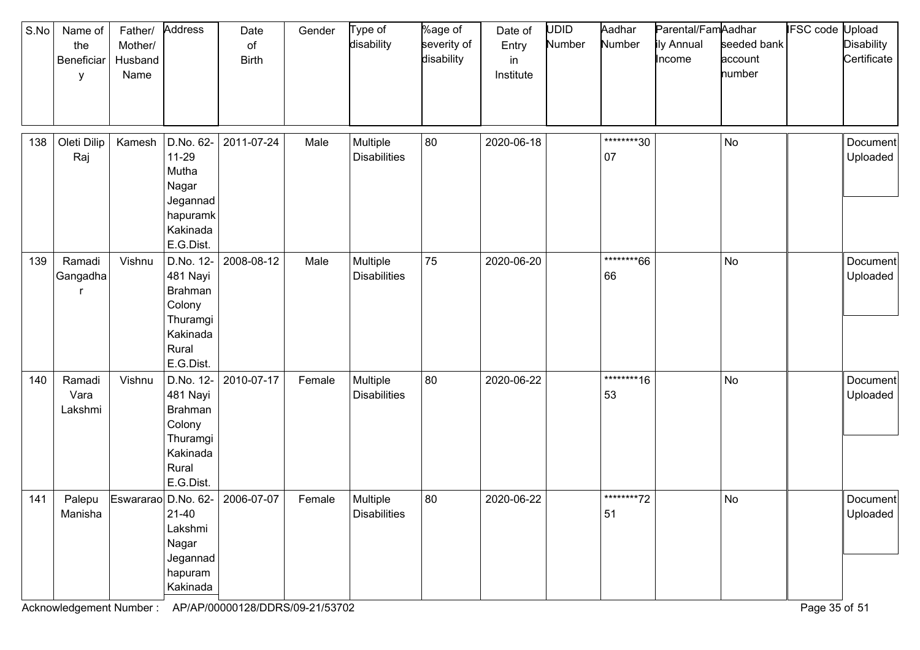| S.No | Name of the Beneficiary | Father/ Mother/ Husband Name | Address | Date of Birth | Gender | Type of disability | %age of severity of disability | Date of Entry in Institute | UDID Number | Aadhar Number | Parental/Family Annual Income | Aadhar seeded bank account number | IFSC code | Upload Disability Certificate |
|---|---|---|---|---|---|---|---|---|---|---|---|---|---|---|
| 138 | Oleti Dilip Raj | Kamesh | D.No. 62-11-29 Mutha Nagar Jegannadhapuramk Kakinada E.G.Dist. | 2011-07-24 | Male | Multiple Disabilities | 80 | 2020-06-18 | | ********3007 | | No | | Document Uploaded |
| 139 | Ramadi Gangadhar | Vishnu | D.No. 12-481 Nayi Brahman Colony Thuramgi Kakinada Rural E.G.Dist. | 2008-08-12 | Male | Multiple Disabilities | 75 | 2020-06-20 | | ********6666 | | No | | Document Uploaded |
| 140 | Ramadi Vara Lakshmi | Vishnu | D.No. 12-481 Nayi Brahman Colony Thuramgi Kakinada Rural E.G.Dist. | 2010-07-17 | Female | Multiple Disabilities | 80 | 2020-06-22 | | ********1653 | | No | | Document Uploaded |
| 141 | Palepu Manisha | Eswararao | D.No. 62-21-40 Lakshmi Nagar Jegannadhapuram Kakinada | 2006-07-07 | Female | Multiple Disabilities | 80 | 2020-06-22 | | ********7251 | | No | | Document Uploaded |

Acknowledgement Number : AP/AP/00000128/DDRS/09-21/53702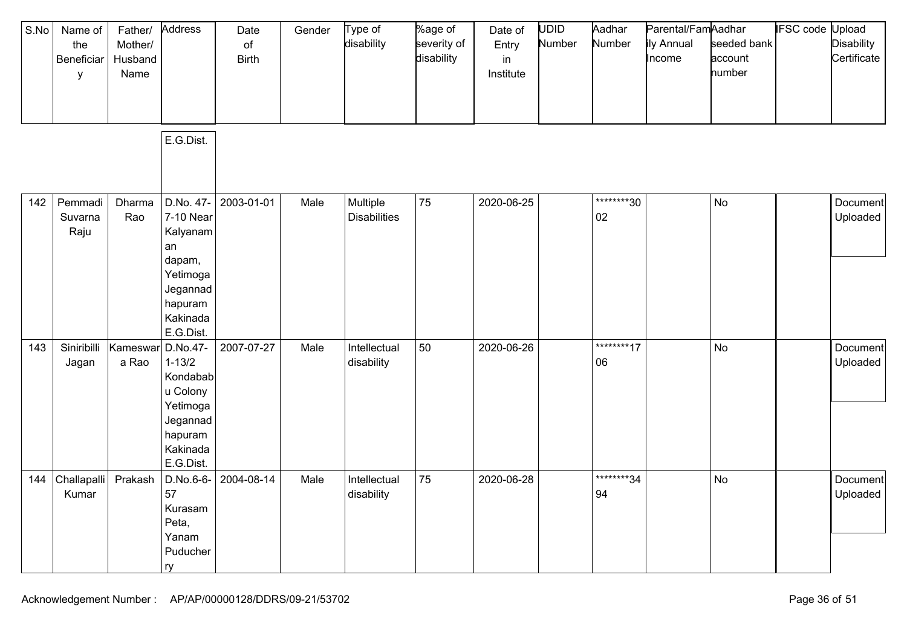| S.No | Name of the Beneficiary | Father/ Mother/ Husband Name | Address | Date of Birth | Gender | Type of disability | %age of severity of disability | Date of Entry in Institute | UDID Number | Aadhar Number | Parental/Family Annual Income | Aadhar seeded bank account number | IFSC code | Upload Disability Certificate |
|---|---|---|---|---|---|---|---|---|---|---|---|---|---|---|
| | | | E.G.Dist. | | | | | | | | | | | |
| 142 | Pemmadi Suvarna Raju | Dharma Rao | D.No. 47-7-10 Near Kalyanaman dapam, Yetimoga Jegannad hapuram Kakinada E.G.Dist. | 2003-01-01 | Male | Multiple Disabilities | 75 | 2020-06-25 | | ********3002 | | No | | Document Uploaded |
| 143 | Siniribilli Jagan | Kameswara Rao | D.No.47-1-13/2 Kondababu Colony Yetimoga Jegannad hapuram Kakinada E.G.Dist. | 2007-07-27 | Male | Intellectual disability | 50 | 2020-06-26 | | ********1706 | | No | | Document Uploaded |
| 144 | Challapalli Kumar | Prakash | D.No.6-6-57 Kurasam Peta, Yanam Puducherry | 2004-08-14 | Male | Intellectual disability | 75 | 2020-06-28 | | ********3494 | | No | | Document Uploaded |

Acknowledgement Number : AP/AP/00000128/DDRS/09-21/53702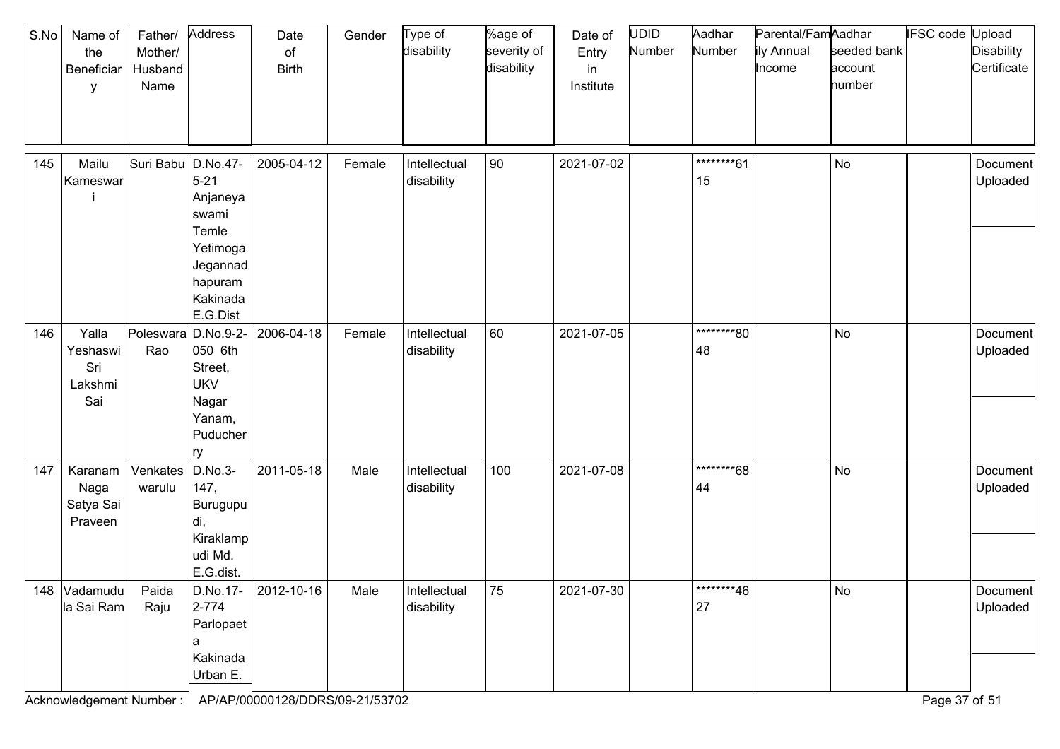| S.No | Name of the Beneficiary | Father/ Mother/ Husband Name | Address | Date of Birth | Gender | Type of disability | %age of severity of disability | Date of Entry in Institute | UDID Number | Aadhar Number | Parental/Family Annual Income | Aadhar seeded bank account number | IFSC code | Upload Disability Certificate |
|---|---|---|---|---|---|---|---|---|---|---|---|---|---|---|
| 145 | Mailu Kameswari | Suri Babu | D.No.47-5-21 Anjaneya swami Temle Yetimoga Jegannadhapuram Kakinada E.G.Dist | 2005-04-12 | Female | Intellectual disability | 90 | 2021-07-02 | | ********6115 | | No | | Document Uploaded |
| 146 | Yalla Yeshaswi Sri Lakshmi Sai | Poleswara Rao | D.No.9-2-050 6th Street, UKV Nagar Yanam, Puducherry | 2006-04-18 | Female | Intellectual disability | 60 | 2021-07-05 | | ********8048 | | No | | Document Uploaded |
| 147 | Karanam Naga Satya Sai Praveen | Venkateswarulu | D.No.3-147, Burugupudi, Kiraklampudi Md. E.G.dist. | 2011-05-18 | Male | Intellectual disability | 100 | 2021-07-08 | | ********6844 | | No | | Document Uploaded |
| 148 | Vadamudula Sai Ram | Paida Raju | D.No.17-2-774 Parlopaeta Kakinada Urban E. | 2012-10-16 | Male | Intellectual disability | 75 | 2021-07-30 | | ********4627 | | No | | Document Uploaded |

Acknowledgement Number : AP/AP/00000128/DDRS/09-21/53702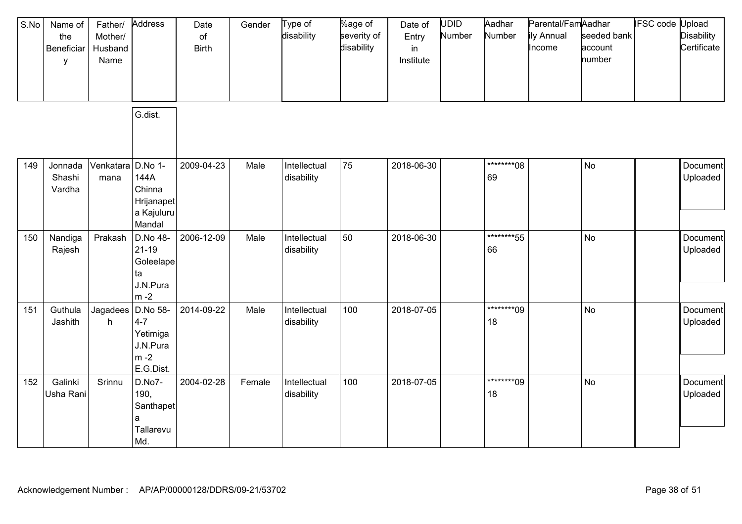| S.No | Name of the Beneficiary | Father/ Mother/ Husband Name | Address | Date of Birth | Gender | Type of disability | %age of severity of disability | Date of Entry in Institute | UDID Number | Aadhar Number | Parental/Family Annual Income | Aadhar seeded bank account number | IFSC code | Upload Disability Certificate |
|---|---|---|---|---|---|---|---|---|---|---|---|---|---|---|
| | | | G.dist. | | | | | | | | | | | |
| 149 | Jonnada Shashi Vardha | Venkataramana | D.No 1-144A Chinna Hrijanapeta Kajuluru Mandal | 2009-04-23 | Male | Intellectual disability | 75 | 2018-06-30 | | ********0869 | | No | | Document Uploaded |
| 150 | Nandiga Rajesh | Prakash | D.No 48-21-19 Goleelapeta J.N.Puram -2 | 2006-12-09 | Male | Intellectual disability | 50 | 2018-06-30 | | ********5566 | | No | | Document Uploaded |
| 151 | Guthula Jashith | Jagadeesh | D.No 58-4-7 Yetimiga J.N.Puram -2 E.G.Dist. | 2014-09-22 | Male | Intellectual disability | 100 | 2018-07-05 | | ********0918 | | No | | Document Uploaded |
| 152 | Galinki Usha Rani | Srinnu | D.No7-190, Santhapeta Tallarevu Md. | 2004-02-28 | Female | Intellectual disability | 100 | 2018-07-05 | | ********0918 | | No | | Document Uploaded |

Acknowledgement Number : AP/AP/00000128/DDRS/09-21/53702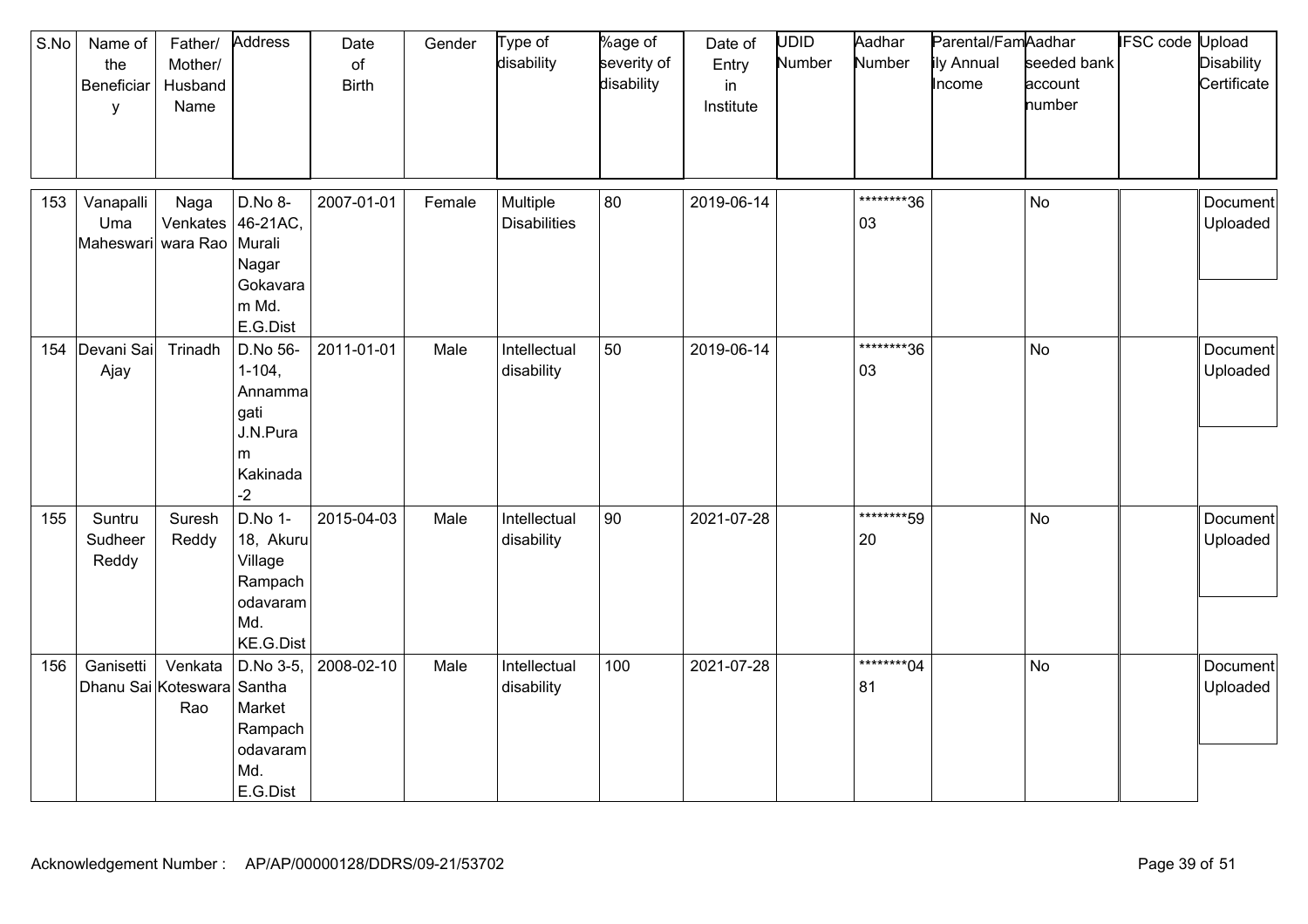| S.No | Name of the Beneficiary | Father/ Mother/ Husband Name | Address | Date of Birth | Gender | Type of disability | %age of severity of disability | Date of Entry in Institute | UDID Number | Aadhar Number | Parental/Family Annual Income | Aadhar seeded bank account number | IFSC code | Upload Disability Certificate |
|---|---|---|---|---|---|---|---|---|---|---|---|---|---|---|
| 153 | Vanapalli Uma Maheswari | Naga Venkateswara Rao | D.No 8-46-21AC, Murali Nagar Gokavaram Md. E.G.Dist | 2007-01-01 | Female | Multiple Disabilities | 80 | 2019-06-14 | | ********3603 | | No | | Document Uploaded |
| 154 | Devani Sai Ajay | Trinadh | D.No 56-1-104, Annammagati J.N.Puram Kakinada-2 | 2011-01-01 | Male | Intellectual disability | 50 | 2019-06-14 | | ********3603 | | No | | Document Uploaded |
| 155 | Suntru Sudheer Reddy | Suresh Reddy | D.No 1-18, Akuru Village Rampachodavaram Md. KE.G.Dist | 2015-04-03 | Male | Intellectual disability | 90 | 2021-07-28 | | ********5920 | | No | | Document Uploaded |
| 156 | Ganisetti Dhanu Sai | Venkata Koteswara Rao | D.No 3-5, Santha Market Rampachodavaram Md. E.G.Dist | 2008-02-10 | Male | Intellectual disability | 100 | 2021-07-28 | | ********0481 | | No | | Document Uploaded |

Acknowledgement Number : AP/AP/00000128/DDRS/09-21/53702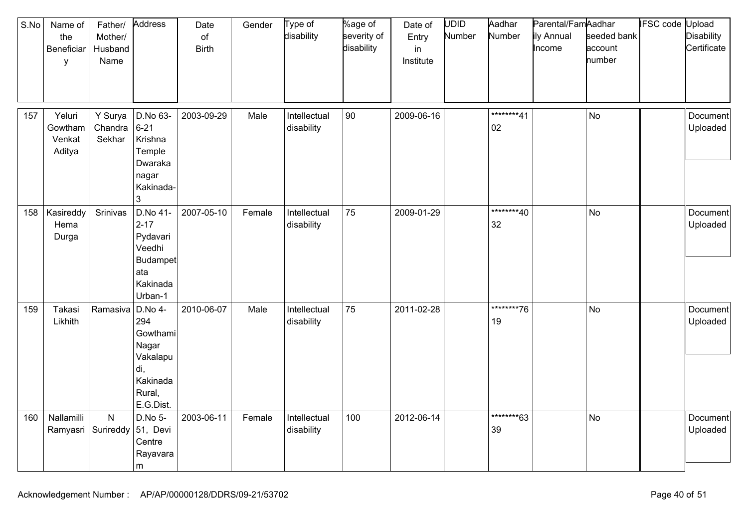| S.No | Name of the Beneficiary | Father/ Mother/ Husband Name | Address | Date of Birth | Gender | Type of disability | %age of severity of disability | Date of Entry in Institute | UDID Number | Aadhar Number | Parental/Family Annual Income | Aadhar seeded bank account number | IFSC code | Upload Disability Certificate |
|---|---|---|---|---|---|---|---|---|---|---|---|---|---|---|
| 157 | Yeluri Gowtham Venkat Aditya | Y Surya Chandra Sekhar | D.No 63-6-21 Krishna Temple Dwaraka nagar Kakinada-3 | 2003-09-29 | Male | Intellectual disability | 90 | 2009-06-16 | | ********4102 | | No | | Document Uploaded |
| 158 | Kasireddy Hema Durga | Srinivas | D.No 41-2-17 Pydavari Veedhi Budampetata Kakinada Urban-1 | 2007-05-10 | Female | Intellectual disability | 75 | 2009-01-29 | | ********4032 | | No | | Document Uploaded |
| 159 | Takasi Likhith | Ramasiva | D.No 4-294 Gowthami Nagar Vakalapudi, Kakinada Rural, E.G.Dist. | 2010-06-07 | Male | Intellectual disability | 75 | 2011-02-28 | | ********7619 | | No | | Document Uploaded |
| 160 | Nallamilli Ramyasri | N Surireddy | D.No 5-51, Devi Centre Rayavaram | 2003-06-11 | Female | Intellectual disability | 100 | 2012-06-14 | | ********6339 | | No | | Document Uploaded |

Acknowledgement Number : AP/AP/00000128/DDRS/09-21/53702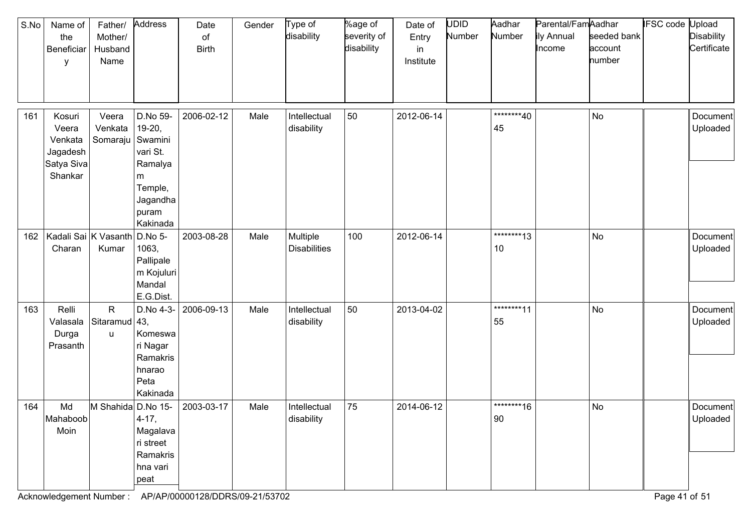| S.No | Name of the Beneficiary | Father/ Mother/ Husband Name | Address | Date of Birth | Gender | Type of disability | %age of severity of disability | Date of Entry in Institute | UDID Number | Aadhar Number | Parental/Family Annual Income | Aadhar seeded bank account number | IFSC code | Upload Disability Certificate |
|---|---|---|---|---|---|---|---|---|---|---|---|---|---|---|
| 161 | Kosuri Veera Venkata Jagadesh Satya Siva Shankar | Veera Venkata Somaraju | D.No 59-19-20, Swamini vari St. Ramalyam Temple, Jagandhapuram Kakinada | 2006-02-12 | Male | Intellectual disability | 50 | 2012-06-14 | | ********4045 | | No | | Document Uploaded |
| 162 | Kadali Sai Charan | K Vasanth Kumar | D.No 5-1063, Pallipalem Kojuluri Mandal E.G.Dist. | 2003-08-28 | Male | Multiple Disabilities | 100 | 2012-06-14 | | ********1310 | | No | | Document Uploaded |
| 163 | Relli Valasala Durga Prasanth | R Sitaramudu | D.No 4-3-43, Komeswari Nagar Ramakrishnarao Peta Kakinada | 2006-09-13 | Male | Intellectual disability | 50 | 2013-04-02 | | ********1155 | | No | | Document Uploaded |
| 164 | Md Mahaboob Moin | M Shahida | D.No 15-4-17, Magalavari street Ramakrishna vari peat | 2003-03-17 | Male | Intellectual disability | 75 | 2014-06-12 | | ********1690 | | No | | Document Uploaded |

Acknowledgement Number : AP/AP/00000128/DDRS/09-21/53702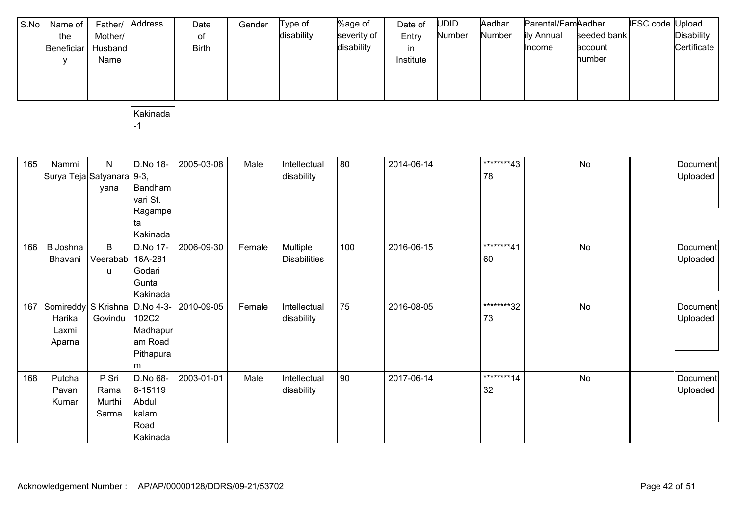| S.No | Name of the Beneficiary | Father/ Mother/ Husband Name | Address | Date of Birth | Gender | Type of disability | %age of severity of disability | Date of Entry in Institute | UDID Number | Aadhar Number | Parental/Family Annual Income | Aadhar seeded bank account number | IFSC code | Upload Disability Certificate |
|---|---|---|---|---|---|---|---|---|---|---|---|---|---|---|
| | | | Kakinada -1 | | | | | | | | | | | |
| 165 | Nammi Surya Teja | N Satyanarayana | D.No 18-9-3, Bandham vari St. Ragampeta Kakinada | 2005-03-08 | Male | Intellectual disability | 80 | 2014-06-14 | | ********4378 | | No | | Document Uploaded |
| 166 | B Joshna Bhavani | B Veerababu | D.No 17-16A-281 Godari Gunta Kakinada | 2006-09-30 | Female | Multiple Disabilities | 100 | 2016-06-15 | | ********4160 | | No | | Document Uploaded |
| 167 | Somireddy Harika Laxmi Aparna | S Krishna Govindu | D.No 4-3-102C2 Madhapuram Road Pithapuram | 2010-09-05 | Female | Intellectual disability | 75 | 2016-08-05 | | ********3273 | | No | | Document Uploaded |
| 168 | Putcha Pavan Kumar | P Sri Rama Murthi Sarma | D.No 68-8-15119 Abdul kalam Road Kakinada | 2003-01-01 | Male | Intellectual disability | 90 | 2017-06-14 | | ********1432 | | No | | Document Uploaded |

Acknowledgement Number : AP/AP/00000128/DDRS/09-21/53702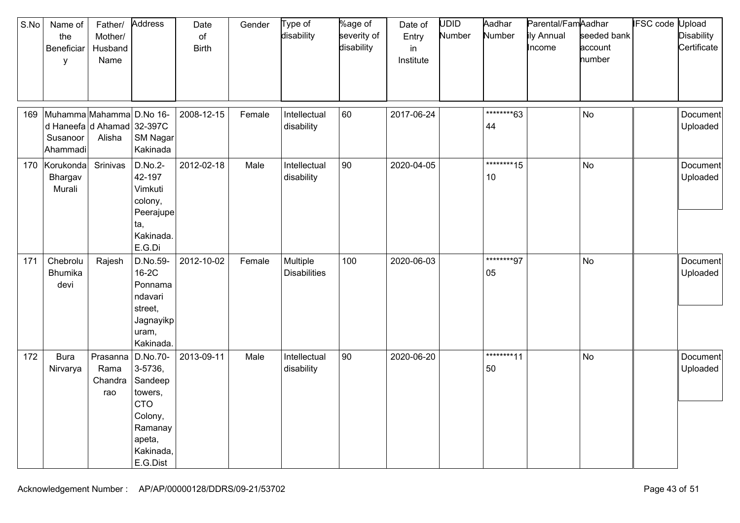| S.No | Name of the Beneficiary | Father/ Mother/ Husband Name | Address | Date of Birth | Gender | Type of disability | %age of severity of disability | Date of Entry in Institute | UDID Number | Aadhar Number | Parental/Family Annual Income | Aadhar seeded bank account number | IFSC code | Upload Disability Certificate |
|---|---|---|---|---|---|---|---|---|---|---|---|---|---|---|
| 169 | Muhammad Haneefa Susanoor Ahammadi | Mahammad Ahamad Alisha | D.No 16-32-397C SM Nagar Kakinada | 2008-12-15 | Female | Intellectual disability | 60 | 2017-06-24 | | ********6344 | | No | | Document Uploaded |
| 170 | Korukonda Bhargav Murali | Srinivas | D.No.2-42-197 Vimkuti colony, Peerajupeta, Kakinada. E.G.Di | 2012-02-18 | Male | Intellectual disability | 90 | 2020-04-05 | | ********1510 | | No | | Document Uploaded |
| 171 | Chebrolu Bhumika devi | Rajesh | D.No.59-16-2C Ponnamandavari street, Jagnayikpuram, Kakinada. | 2012-10-02 | Female | Multiple Disabilities | 100 | 2020-06-03 | | ********9705 | | No | | Document Uploaded |
| 172 | Bura Nirvarya | Prasanna Rama Chandra rao | D.No.70-3-5736, Sandeep towers, CTO Colony, Ramanayapeta, Kakinada, E.G.Dist | 2013-09-11 | Male | Intellectual disability | 90 | 2020-06-20 | | ********1150 | | No | | Document Uploaded |

Acknowledgement Number : AP/AP/00000128/DDRS/09-21/53702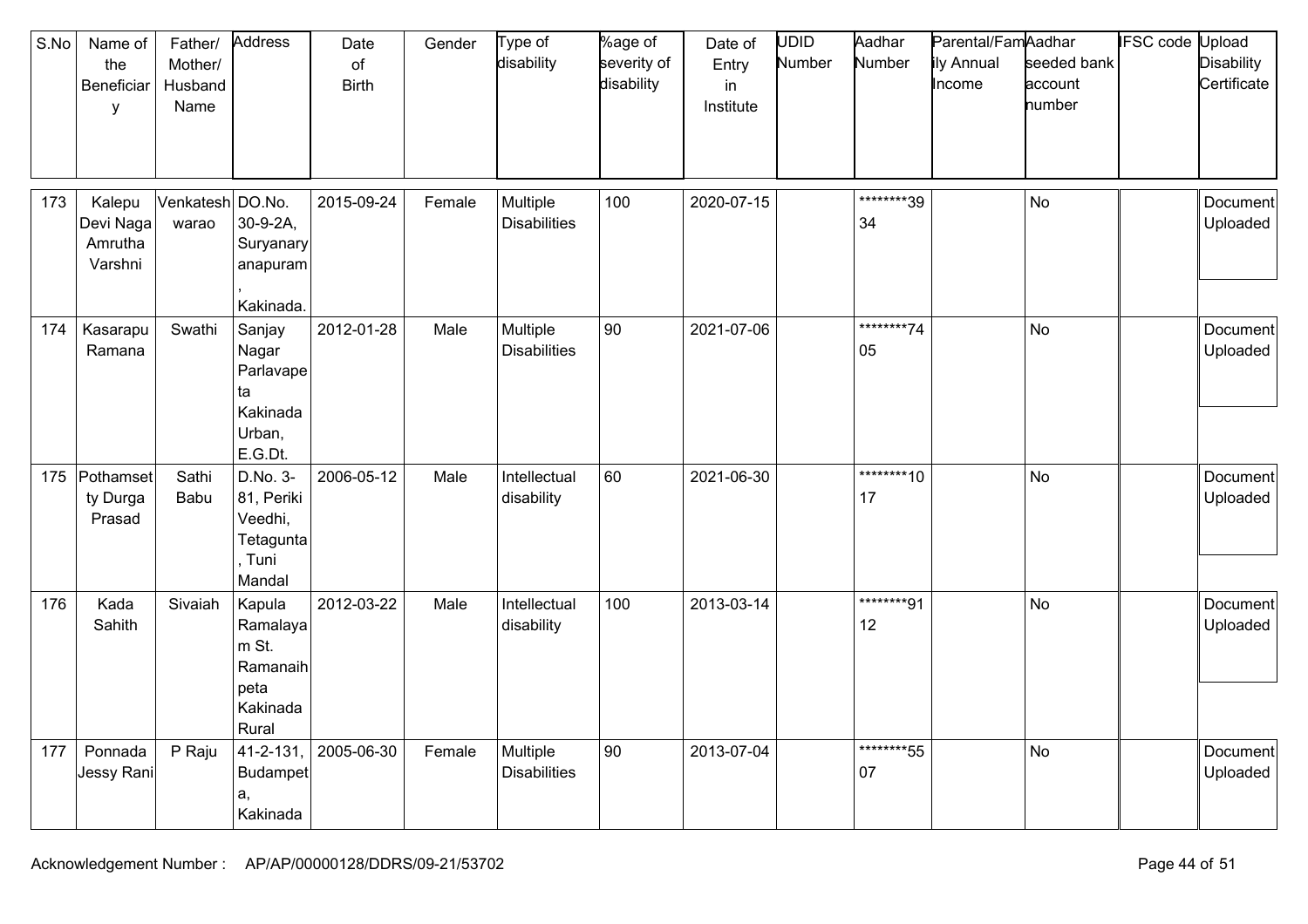| S.No | Name of the Beneficiary | Father/ Mother/ Husband Name | Address | Date of Birth | Gender | Type of disability | %age of severity of disability | Date of Entry in Institute | UDID Number | Aadhar Number | Parental/Family Annual Income | Aadhar seeded bank account number | IFSC code | Upload Disability Certificate |
|---|---|---|---|---|---|---|---|---|---|---|---|---|---|---|
| 173 | Kalepu Devi Naga Amrutha Varshni | Venkateshwarao | DO.No. 30-9-2A, Suryanarayanapuram, Kakinada. | 2015-09-24 | Female | Multiple Disabilities | 100 | 2020-07-15 | | ********3934 | | No | | Document Uploaded |
| 174 | Kasarapu Ramana | Swathi | Sanjay Nagar Parlavapeta Kakinada Urban, E.G.Dt. | 2012-01-28 | Male | Multiple Disabilities | 90 | 2021-07-06 | | ********7405 | | No | | Document Uploaded |
| 175 | Pothamsetty Durga Prasad | Sathi Babu | D.No. 3-81, Periki Veedhi, Tetagunta, Tuni Mandal | 2006-05-12 | Male | Intellectual disability | 60 | 2021-06-30 | | ********1017 | | No | | Document Uploaded |
| 176 | Kada Sahith | Sivaiah | Kapula Ramalayam St. Ramanaihpeta Kakinada Rural | 2012-03-22 | Male | Intellectual disability | 100 | 2013-03-14 | | ********9112 | | No | | Document Uploaded |
| 177 | Ponnada Jessy Rani | P Raju | 41-2-131, Budampeta, Kakinada | 2005-06-30 | Female | Multiple Disabilities | 90 | 2013-07-04 | | ********5507 | | No | | Document Uploaded |

Acknowledgement Number : AP/AP/00000128/DDRS/09-21/53702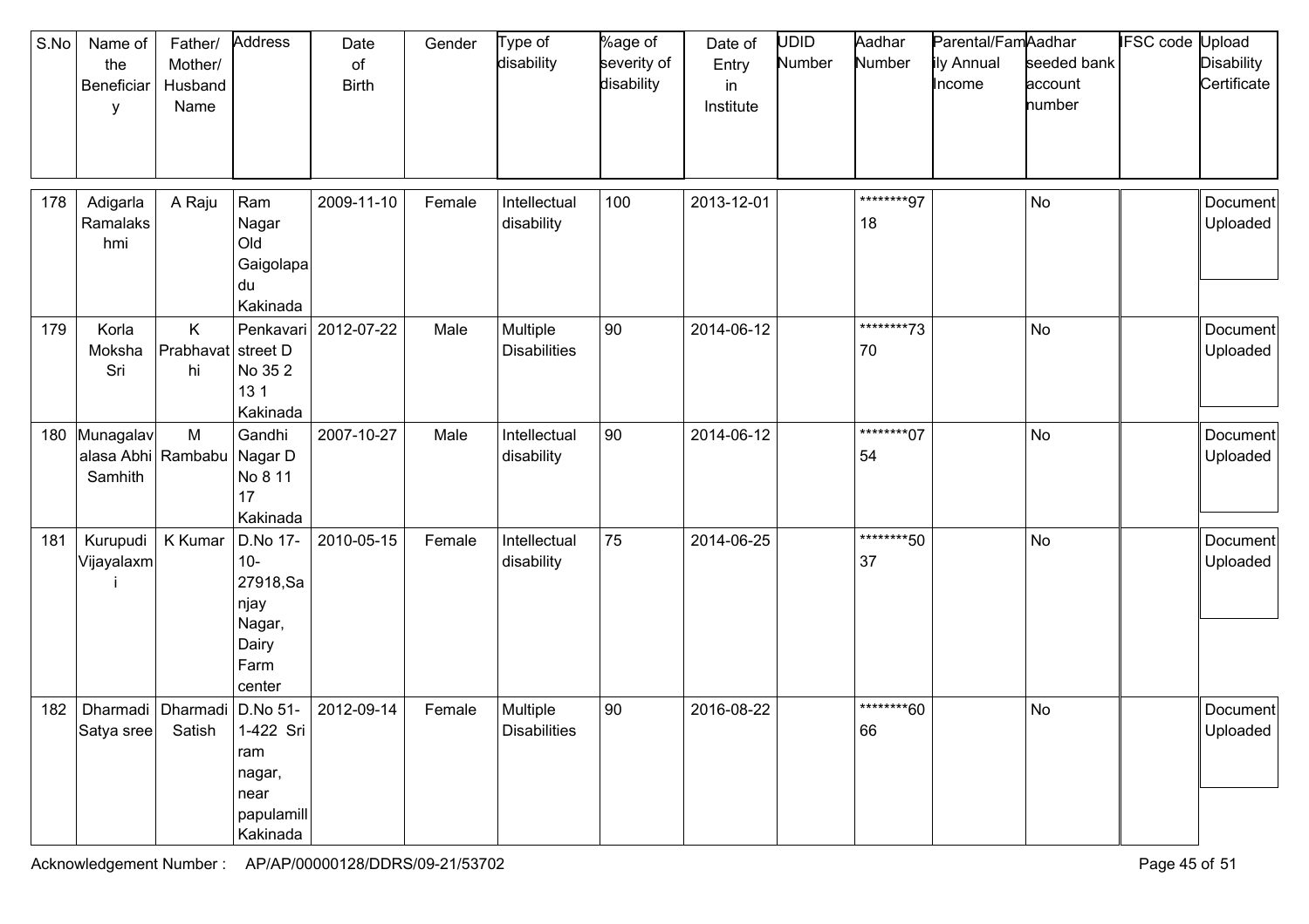| S.No | Name of the Beneficiary | Father/ Mother/ Husband Name | Address | Date of Birth | Gender | Type of disability | %age of severity of disability | Date of Entry in Institute | UDID Number | Aadhar Number | Parental/Family Annual Income | Aadhar seeded bank account number | IFSC code | Upload Disability Certificate |
|---|---|---|---|---|---|---|---|---|---|---|---|---|---|---|
| 178 | Adigarla Ramalakshmi | A Raju | Ram Nagar Old Gaigolapadu Kakinada | 2009-11-10 | Female | Intellectual disability | 100 | 2013-12-01 | | ********9718 | | No | | Document Uploaded |
| 179 | Korla Moksha Sri | K Prabhavathi | Penkavari street D No 35 2 13 1 Kakinada | 2012-07-22 | Male | Multiple Disabilities | 90 | 2014-06-12 | | ********7370 | | No | | Document Uploaded |
| 180 | Munagalavalasa Abhi Samhith | M Rambabu | Gandhi Nagar D No 8 11 17 Kakinada | 2007-10-27 | Male | Intellectual disability | 90 | 2014-06-12 | | ********0754 | | No | | Document Uploaded |
| 181 | Kurupudi Vijayalaxmi | K Kumar | D.No 17-10-27918,Sanjay Nagar, Dairy Farm center | 2010-05-15 | Female | Intellectual disability | 75 | 2014-06-25 | | ********5037 | | No | | Document Uploaded |
| 182 | Dharmadi Satya sree | Dharmadi Satish | D.No 51-1-422 Sri ram nagar, near papulamill Kakinada | 2012-09-14 | Female | Multiple Disabilities | 90 | 2016-08-22 | | ********6066 | | No | | Document Uploaded |

Acknowledgement Number : AP/AP/00000128/DDRS/09-21/53702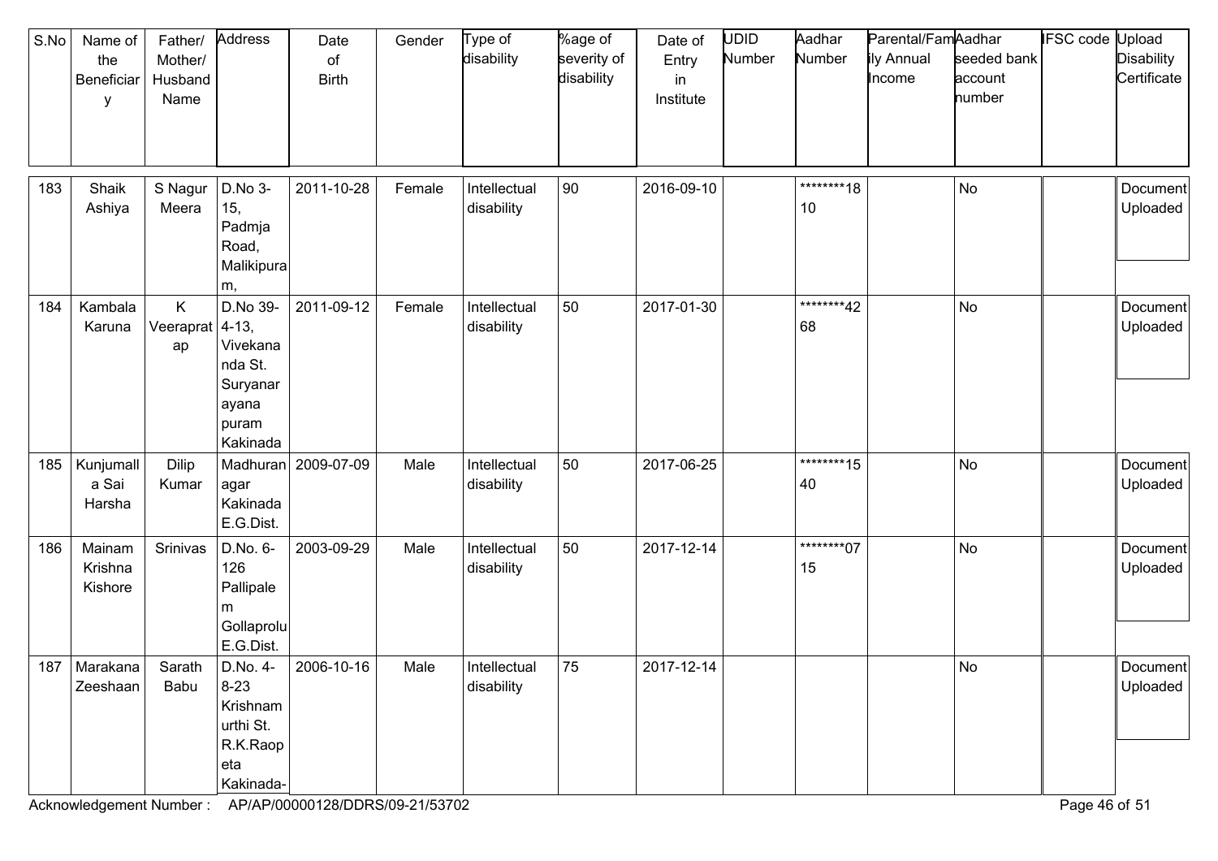| S.No | Name of the Beneficiary | Father/ Mother/ Husband Name | Address | Date of Birth | Gender | Type of disability | %age of severity of disability | Date of Entry in Institute | UDID Number | Aadhar Number | Parental/Family Annual Income | Aadhar seeded bank account number | IFSC code | Upload Disability Certificate |
|---|---|---|---|---|---|---|---|---|---|---|---|---|---|---|
| 183 | Shaik Ashiya | S Nagur Meera | D.No 3-15, Padmja Road, Malikipuram, | 2011-10-28 | Female | Intellectual disability | 90 | 2016-09-10 | | ********1810 | | No | | Document Uploaded |
| 184 | Kambala Karuna | K Veeraprat ap | D.No 39-4-13, Vivekananda St. Suryanarayana puram Kakinada | 2011-09-12 | Female | Intellectual disability | 50 | 2017-01-30 | | ********4268 | | No | | Document Uploaded |
| 185 | Kunjumalla Sai Harsha | Dilip Kumar | Madhuranagar Kakinada E.G.Dist. | 2009-07-09 | Male | Intellectual disability | 50 | 2017-06-25 | | ********1540 | | No | | Document Uploaded |
| 186 | Mainam Krishna Kishore | Srinivas | D.No. 6-126 Pallipalem Gollaprolu E.G.Dist. | 2003-09-29 | Male | Intellectual disability | 50 | 2017-12-14 | | ********0715 | | No | | Document Uploaded |
| 187 | Marakana Zeeshaan | Sarath Babu | D.No. 4-8-23 Krishnamurthi St. R.K.Raopeta Kakinada- | 2006-10-16 | Male | Intellectual disability | 75 | 2017-12-14 | | | | No | | Document Uploaded |

Acknowledgement Number : AP/AP/00000128/DDRS/09-21/53702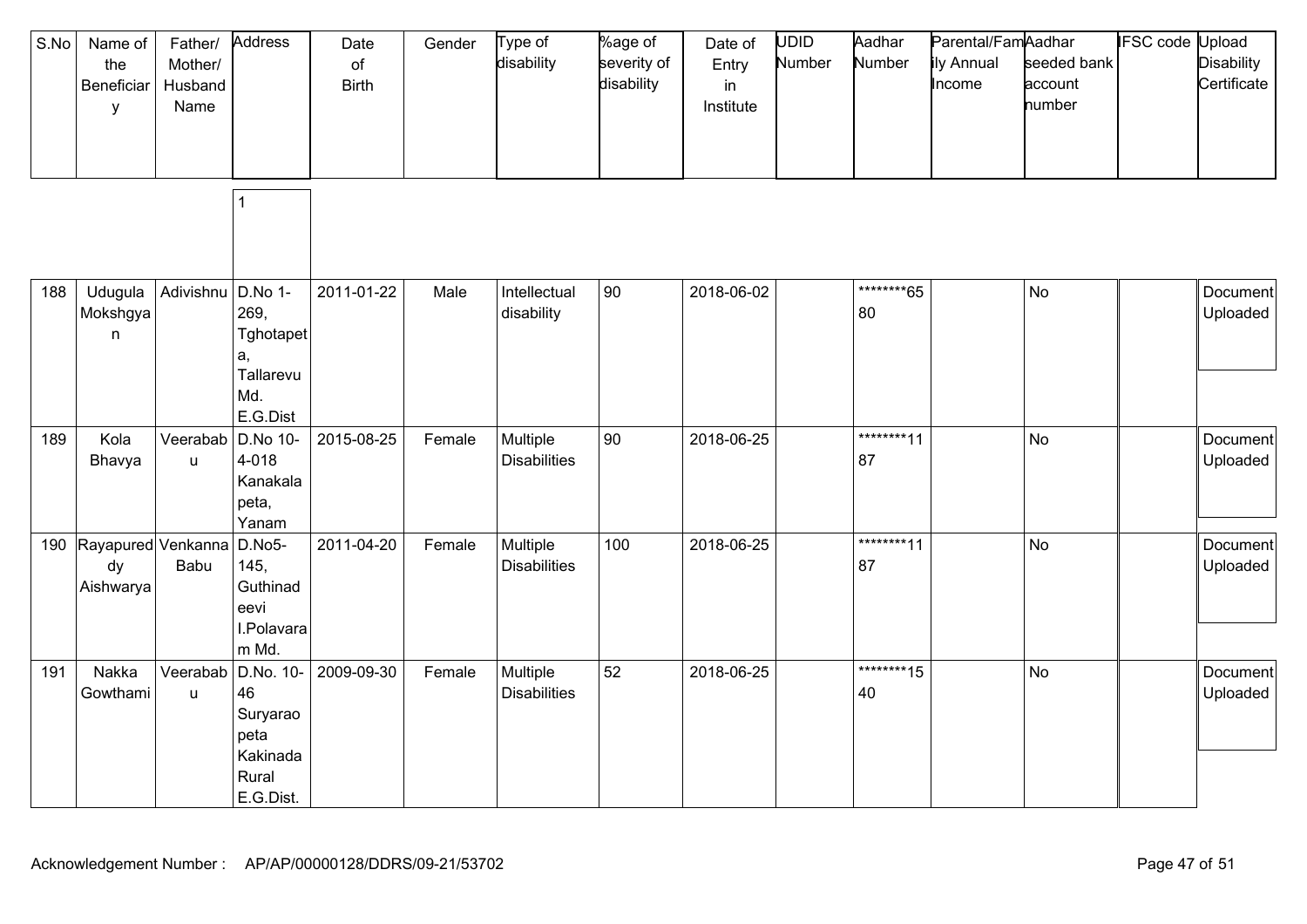| S.No | Name of the Beneficiary | Father/ Mother/ Husband Name | Address | Date of Birth | Gender | Type of disability | %age of severity of disability | Date of Entry in Institute | UDID Number | Aadhar Number | Parental/Family Annual Income | Aadhar seeded bank account number | IFSC code | Upload Disability Certificate |
|---|---|---|---|---|---|---|---|---|---|---|---|---|---|---|
| | | | 1 | | | | | | | | | | | |
| 188 | Udugula Mokshgyan | Adivishnu | D.No 1-269, Tghotapeta, Tallarevu Md. E.G.Dist | 2011-01-22 | Male | Intellectual disability | 90 | 2018-06-02 | | ********6580 | | No | | Document Uploaded |
| 189 | Kola Bhavya | Veerababu | D.No 10-4-018 Kanakalapeta, Yanam | 2015-08-25 | Female | Multiple Disabilities | 90 | 2018-06-25 | | ********1187 | | No | | Document Uploaded |
| 190 | Rayapureddy Aishwarya | Venkanna Babu | D.No5-145, Guthinadeevi I.Polavaram Md. | 2011-04-20 | Female | Multiple Disabilities | 100 | 2018-06-25 | | ********1187 | | No | | Document Uploaded |
| 191 | Nakka Gowthami | Veerababu | D.No. 10-46 Suryaraopeta Kakinada Rural E.G.Dist. | 2009-09-30 | Female | Multiple Disabilities | 52 | 2018-06-25 | | ********1540 | | No | | Document Uploaded |

Acknowledgement Number : AP/AP/00000128/DDRS/09-21/53702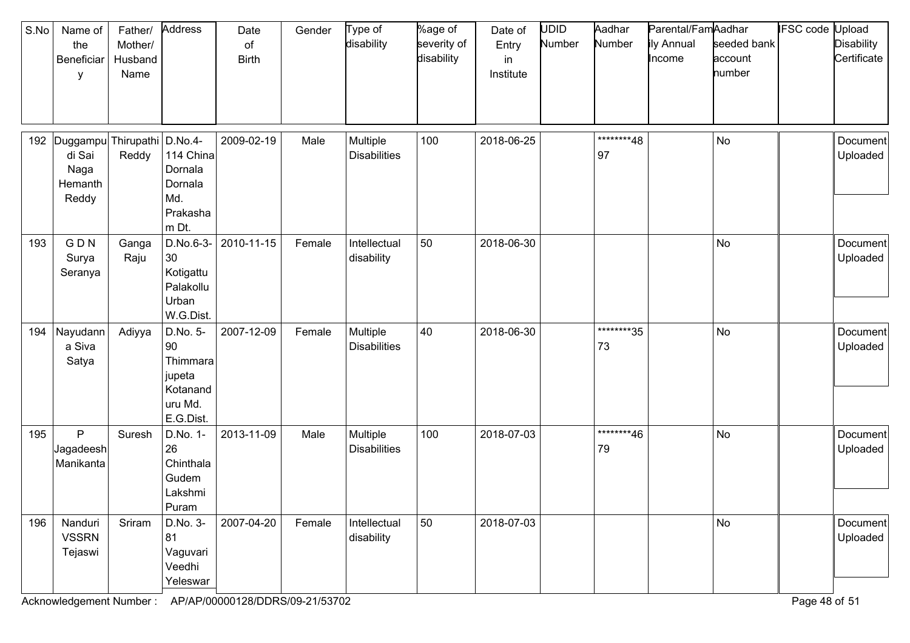| S.No | Name of the Beneficiary | Father/ Mother/ Husband Name | Address | Date of Birth | Gender | Type of disability | %age of severity of disability | Date of Entry in Institute | UDID Number | Aadhar Number | Parental/Family Annual Income | Aadhar seeded bank account number | IFSC code | Upload Disability Certificate |
|---|---|---|---|---|---|---|---|---|---|---|---|---|---|---|
| 192 | Duggampudi Sai Naga Hemanth Reddy | Thirupathi Reddy | D.No.4-114 China Dornala Dornala Md. Prakasham Dt. | 2009-02-19 | Male | Multiple Disabilities | 100 | 2018-06-25 | | ********4897 | | No | | Document Uploaded |
| 193 | G D N Surya Seranya | Ganga Raju | D.No.6-3-30 Kotigattu Palakollu Urban W.G.Dist. | 2010-11-15 | Female | Intellectual disability | 50 | 2018-06-30 | | | | No | | Document Uploaded |
| 194 | Nayudanna Siva Satya | Adiyya | D.No. 5-90 Thimmarajupeta Kotananduru Md. E.G.Dist. | 2007-12-09 | Female | Multiple Disabilities | 40 | 2018-06-30 | | ********3573 | | No | | Document Uploaded |
| 195 | P Jagadeesh Manikanta | Suresh | D.No. 1-26 Chinthala Gudem Lakshmi Puram | 2013-11-09 | Male | Multiple Disabilities | 100 | 2018-07-03 | | ********4679 | | No | | Document Uploaded |
| 196 | Nanduri VSSRN Tejaswi | Sriram | D.No. 3-81 Vaguvari Veedhi Yeleswar | 2007-04-20 | Female | Intellectual disability | 50 | 2018-07-03 | | | | No | | Document Uploaded |

Acknowledgement Number : AP/AP/00000128/DDRS/09-21/53702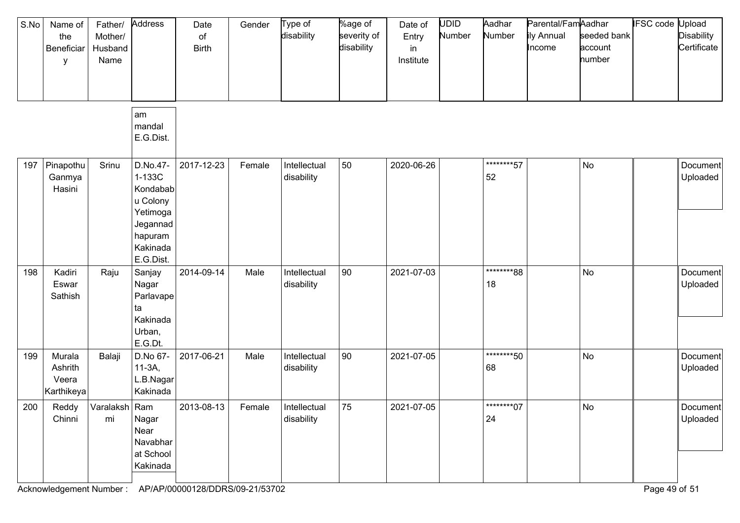| S.No | Name of the Beneficiary | Father/ Mother/ Husband Name | Address | Date of Birth | Gender | Type of disability | %age of severity of disability | Date of Entry in Institute | UDID Number | Aadhar Number | Parental/Family Annual Income | Aadhar seeded bank account number | IFSC code | Upload Disability Certificate |
|---|---|---|---|---|---|---|---|---|---|---|---|---|---|---|
| | | | am mandal E.G.Dist. | | | | | | | | | | | |
| 197 | Pinapothu Ganmya Hasini | Srinu | D.No.47-1-133C Kondababu Colony Yetimoga Jegannadhapuram Kakinada E.G.Dist. | 2017-12-23 | Female | Intellectual disability | 50 | 2020-06-26 | | ********5752 | | No | | Document Uploaded |
| 198 | Kadiri Eswar Sathish | Raju | Sanjay Nagar Parlavapeta Kakinada Urban, E.G.Dt. | 2014-09-14 | Male | Intellectual disability | 90 | 2021-07-03 | | ********8818 | | No | | Document Uploaded |
| 199 | Murala Ashrith Veera Karthikeya | Balaji | D.No 67-11-3A, L.B.Nagar Kakinada | 2017-06-21 | Male | Intellectual disability | 90 | 2021-07-05 | | ********5068 | | No | | Document Uploaded |
| 200 | Reddy Chinni | Varalakshmi | Ram Nagar Near Navabharat School Kakinada | 2013-08-13 | Female | Intellectual disability | 75 | 2021-07-05 | | ********0724 | | No | | Document Uploaded |

Acknowledgement Number : AP/AP/00000128/DDRS/09-21/53702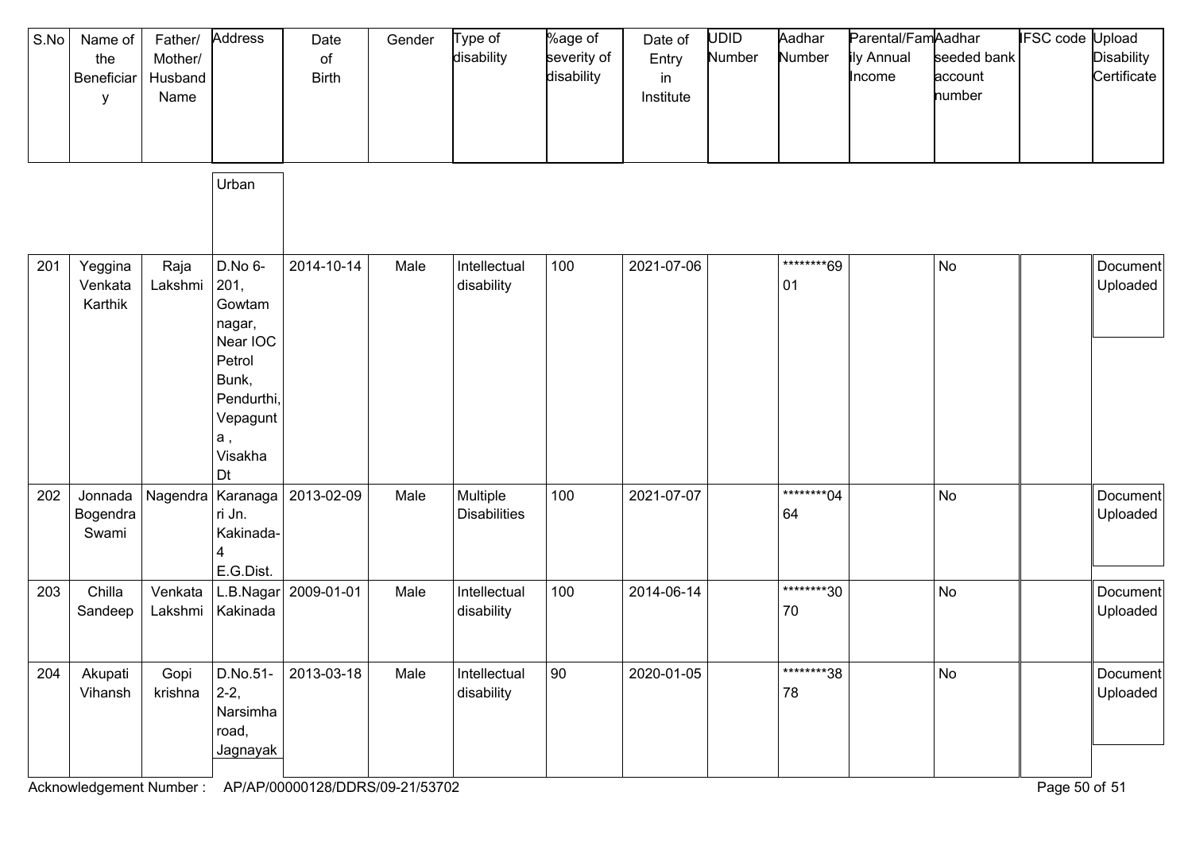| S.No | Name of the Beneficiary | Father/ Mother/ Husband Name | Address | Date of Birth | Gender | Type of disability | %age of severity of disability | Date of Entry in Institute | UDID Number | Aadhar Number | Parental/Family Annual Income | Aadhar seeded bank account number | IFSC code | Upload Disability Certificate |
|---|---|---|---|---|---|---|---|---|---|---|---|---|---|---|
| | | | Urban | | | | | | | | | | | |
| 201 | Yeggina Venkata Karthik | Raja Lakshmi | D.No 6-201, Gowtam nagar, Near IOC Petrol Bunk, Pendurthi, Vepagunta , Visakha Dt | 2014-10-14 | Male | Intellectual disability | 100 | 2021-07-06 | | ********6901 | | No | | Document Uploaded |
| 202 | Jonnada Bogendra Swami | Nagendra | Karanagari Jn. Kakinada-4 E.G.Dist. | 2013-02-09 | Male | Multiple Disabilities | 100 | 2021-07-07 | | ********0464 | | No | | Document Uploaded |
| 203 | Chilla Sandeep | Venkata Lakshmi | L.B.Nagar Kakinada | 2009-01-01 | Male | Intellectual disability | 100 | 2014-06-14 | | ********3070 | | No | | Document Uploaded |
| 204 | Akupati Vihansh | Gopi krishna | D.No.51-2-2, Narsimha road, Jagnayak | 2013-03-18 | Male | Intellectual disability | 90 | 2020-01-05 | | ********3878 | | No | | Document Uploaded |

Acknowledgement Number : AP/AP/00000128/DDRS/09-21/53702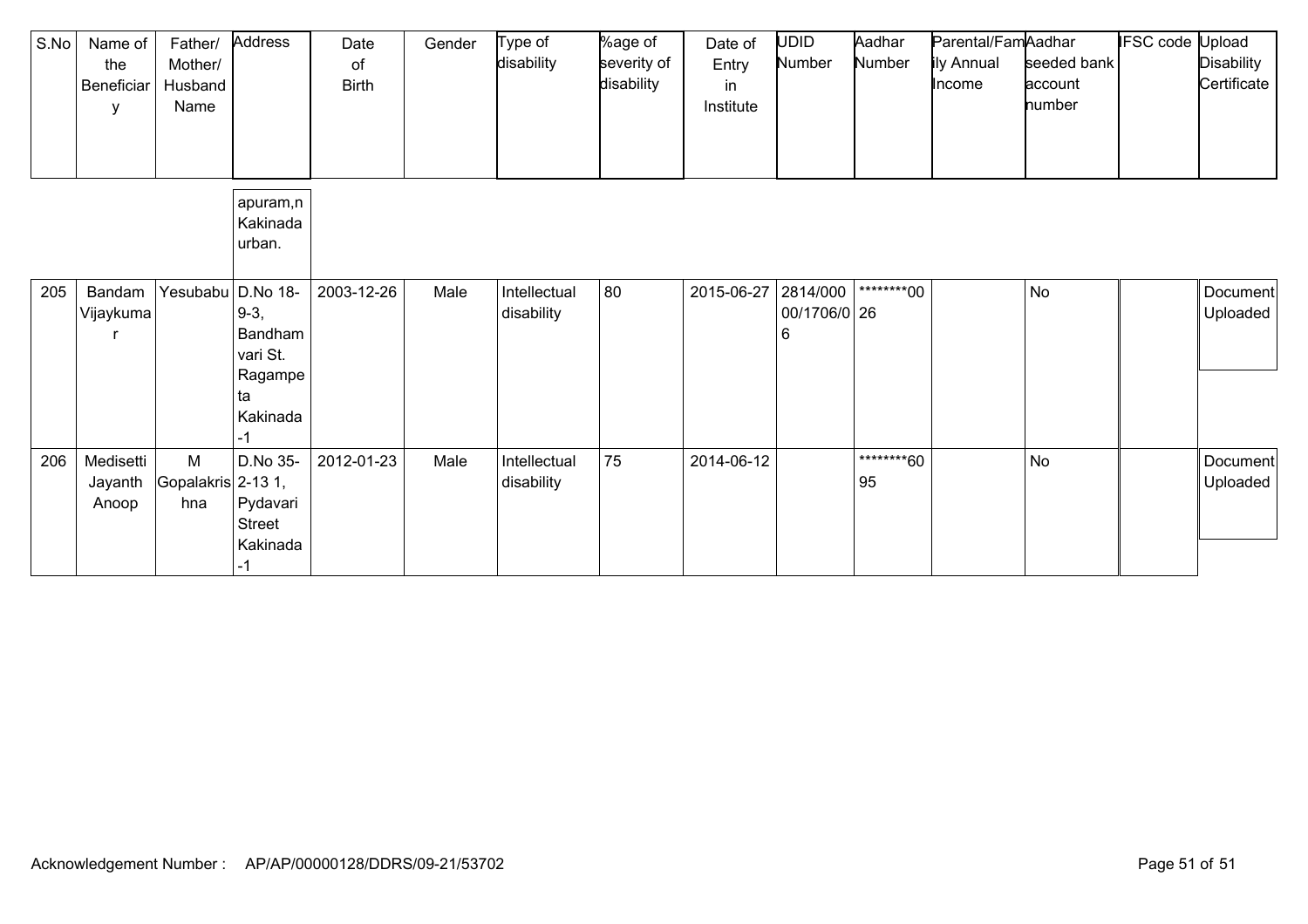| S.No | Name of the Beneficiary | Father/ Mother/ Husband Name | Address | Date of Birth | Gender | Type of disability | %age of severity of disability | Date of Entry in Institute | UDID Number | Aadhar Number | Parental/Family Annual Income | Aadhar seeded bank account number | IFSC code | Upload Disability Certificate |
|---|---|---|---|---|---|---|---|---|---|---|---|---|---|---|
| | | | apuram,n Kakinada urban. | | | | | | | | | | | |
| 205 | Bandam Vijaykumar | Yesubabu | D.No 18-9-3, Bandhamvari St. Ragampeta Kakinada-1 | 2003-12-26 | Male | Intellectual disability | 80 | 2015-06-27 | 2814/00000/1706/06 | ********0026 | | No | | Document Uploaded |
| 206 | Medisetti Jayanth Anoop | M Gopalakrishna | D.No 35-2-13 1, Pydavari Street Kakinada-1 | 2012-01-23 | Male | Intellectual disability | 75 | 2014-06-12 | | ********6095 | | No | | Document Uploaded |

Acknowledgement Number : AP/AP/00000128/DDRS/09-21/53702